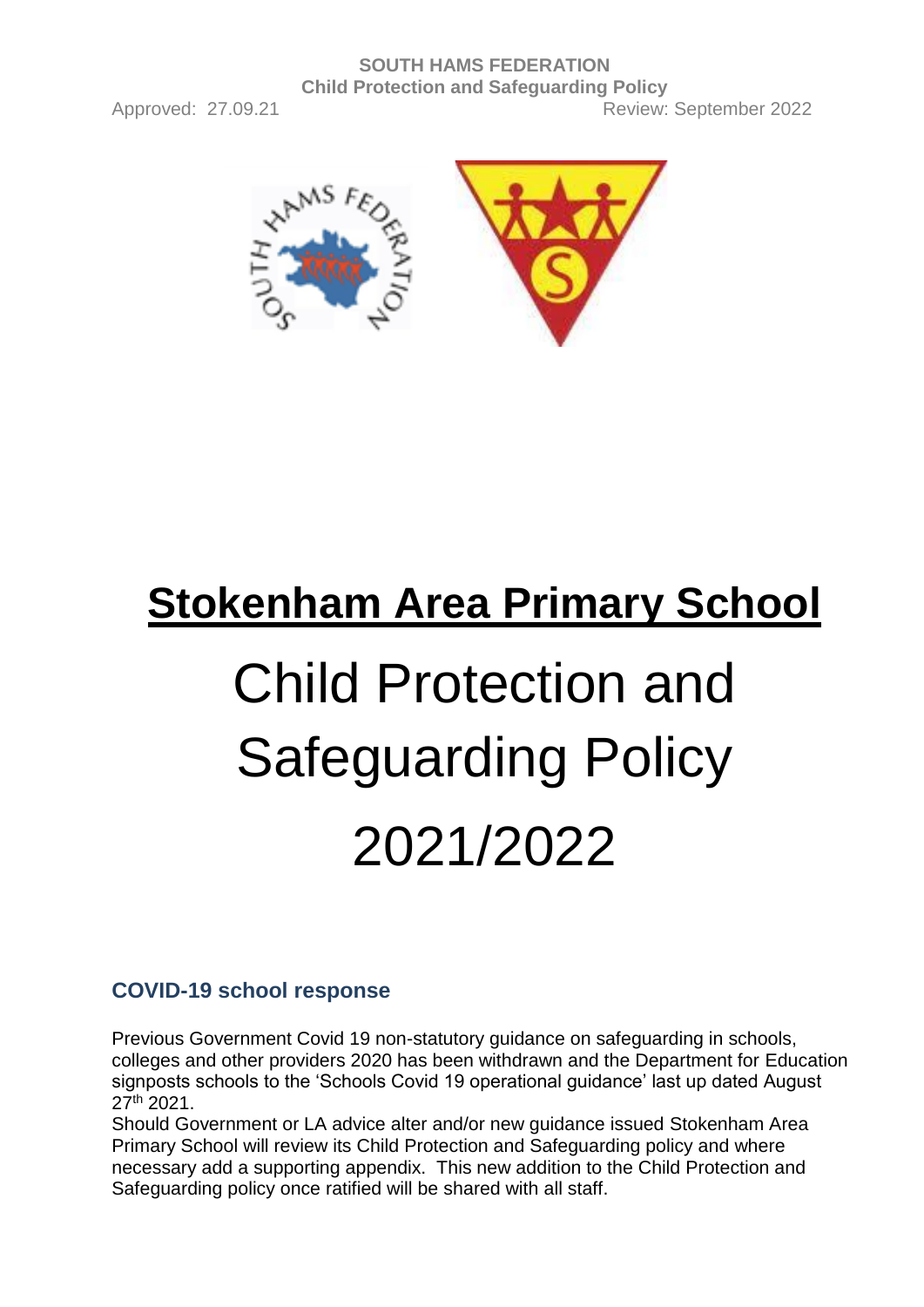**SOUTH HAMS FEDERATION**
**Child Protection and Safeguarding Policy**

Approved: 27.09.21 Review: September 2022

# Stokenham Area Primary School

# Child Protection and Safeguarding Policy 2021/2022

## COVID-19 school response

Previous Government Covid 19 non-statutory guidance on safeguarding in schools, colleges and other providers 2020 has been withdrawn and the Department for Education signposts schools to the 'Schools Covid 19 operational guidance' last up dated August 27th 2021.

Should Government or LA advice alter and/or new guidance issued Stokenham Area Primary School will review its Child Protection and Safeguarding policy and where necessary add a supporting appendix. This new addition to the Child Protection and Safeguarding policy once ratified will be shared with all staff.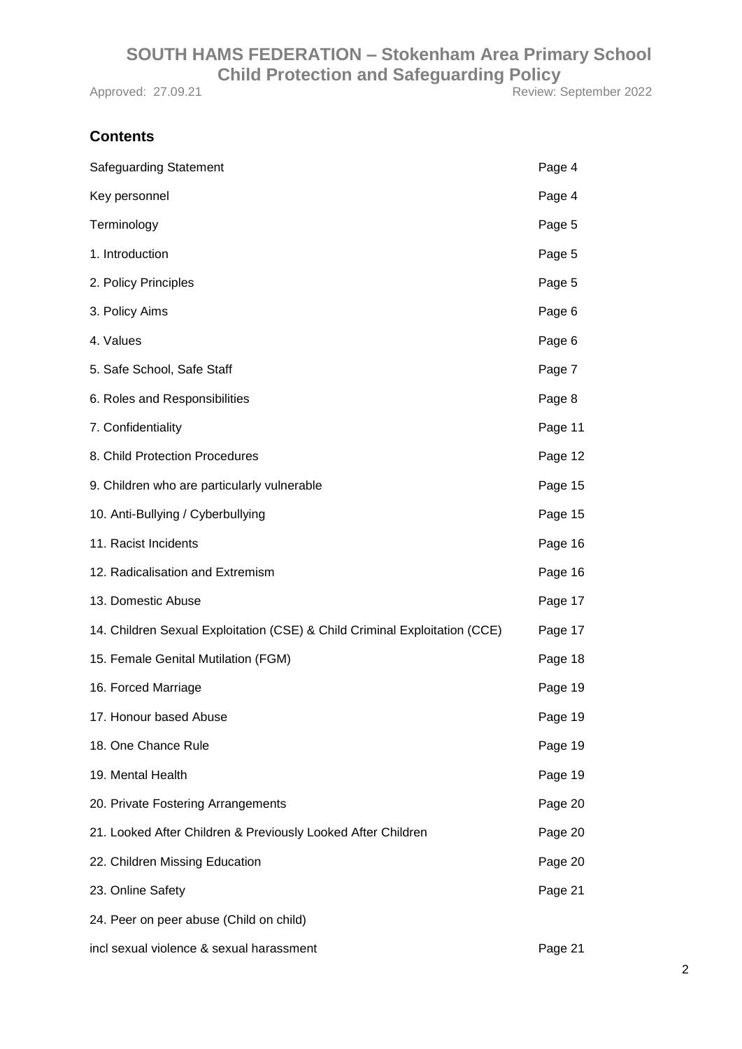## Contents

| | |
|---|---|
| Safeguarding Statement | Page 4 |
| Key personnel | Page 4 |
| Terminology | Page 5 |
| 1. Introduction | Page 5 |
| 2. Policy Principles | Page 5 |
| 3. Policy Aims | Page 6 |
| 4. Values | Page 6 |
| 5. Safe School, Safe Staff | Page 7 |
| 6. Roles and Responsibilities | Page 8 |
| 7. Confidentiality | Page 11 |
| 8. Child Protection Procedures | Page 12 |
| 9. Children who are particularly vulnerable | Page 15 |
| 10. Anti-Bullying / Cyberbullying | Page 15 |
| 11. Racist Incidents | Page 16 |
| 12. Radicalisation and Extremism | Page 16 |
| 13. Domestic Abuse | Page 17 |
| 14. Children Sexual Exploitation (CSE) & Child Criminal Exploitation (CCE) | Page 17 |
| 15. Female Genital Mutilation (FGM) | Page 18 |
| 16. Forced Marriage | Page 19 |
| 17. Honour based Abuse | Page 19 |
| 18. One Chance Rule | Page 19 |
| 19. Mental Health | Page 19 |
| 20. Private Fostering Arrangements | Page 20 |
| 21. Looked After Children & Previously Looked After Children | Page 20 |
| 22. Children Missing Education | Page 20 |
| 23. Online Safety | Page 21 |
| 24. Peer on peer abuse (Child on child) incl sexual violence & sexual harassment | Page 21 |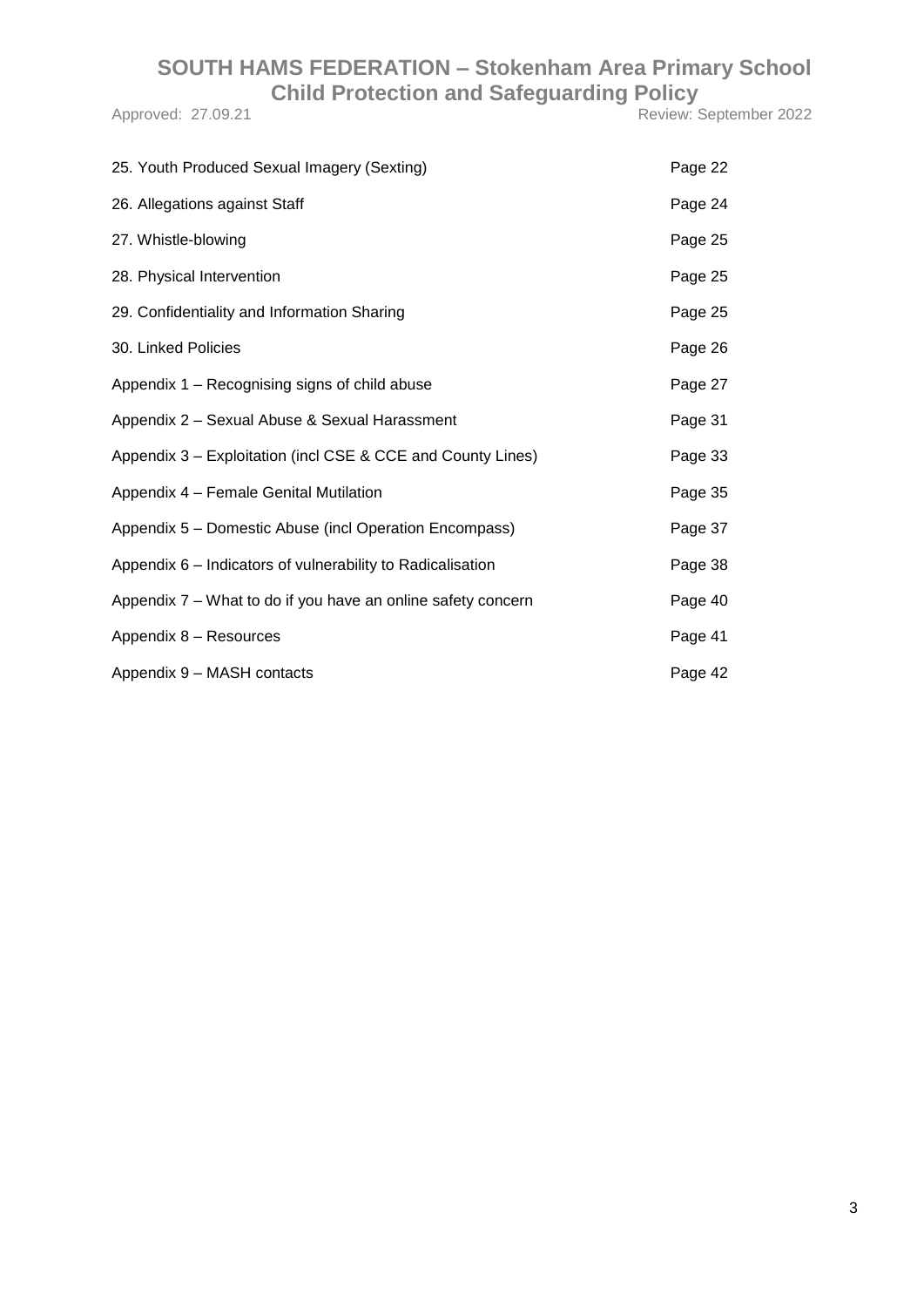| | |
|---|---|
| 25. Youth Produced Sexual Imagery (Sexting) | Page 22 |
| 26. Allegations against Staff | Page 24 |
| 27. Whistle-blowing | Page 25 |
| 28. Physical Intervention | Page 25 |
| 29. Confidentiality and Information Sharing | Page 25 |
| 30. Linked Policies | Page 26 |
| Appendix 1 – Recognising signs of child abuse | Page 27 |
| Appendix 2 – Sexual Abuse & Sexual Harassment | Page 31 |
| Appendix 3 – Exploitation (incl CSE & CCE and County Lines) | Page 33 |
| Appendix 4 – Female Genital Mutilation | Page 35 |
| Appendix 5 – Domestic Abuse (incl Operation Encompass) | Page 37 |
| Appendix 6 – Indicators of vulnerability to Radicalisation | Page 38 |
| Appendix 7 – What to do if you have an online safety concern | Page 40 |
| Appendix 8 – Resources | Page 41 |
| Appendix 9 – MASH contacts | Page 42 |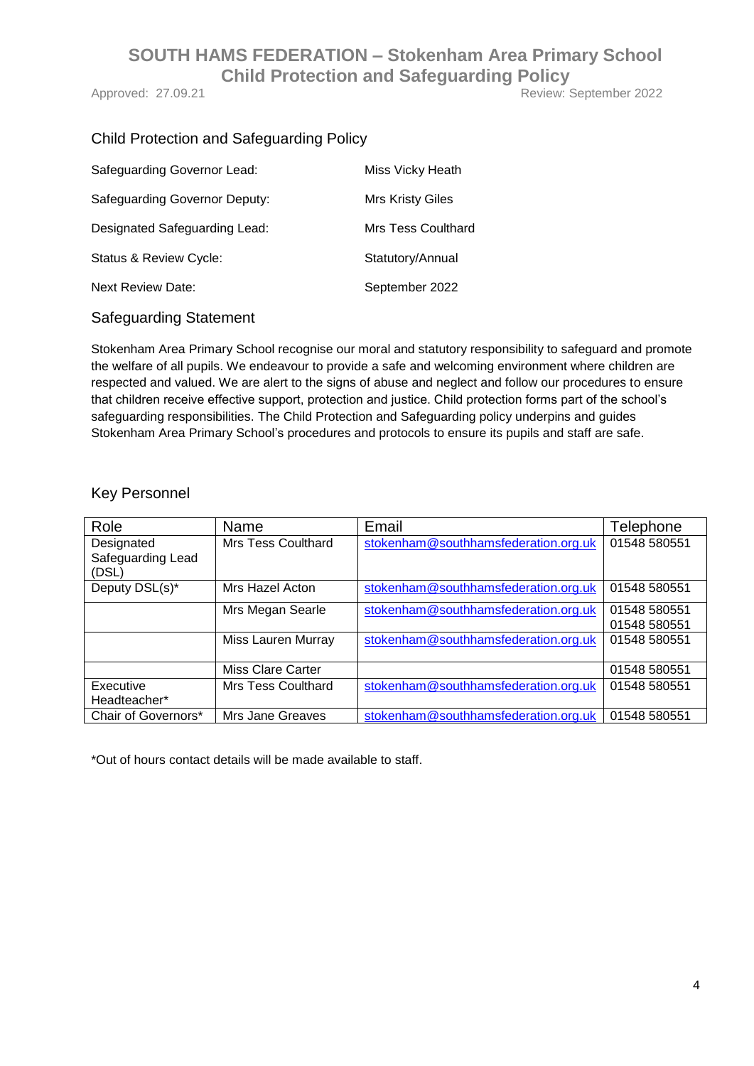## Child Protection and Safeguarding Policy

| | |
|---|---|
| Safeguarding Governor Lead: | Miss Vicky Heath |
| Safeguarding Governor Deputy: | Mrs Kristy Giles |
| Designated Safeguarding Lead: | Mrs Tess Coulthard |
| Status & Review Cycle: | Statutory/Annual |
| Next Review Date: | September 2022 |

## Safeguarding Statement

Stokenham Area Primary School recognise our moral and statutory responsibility to safeguard and promote the welfare of all pupils. We endeavour to provide a safe and welcoming environment where children are respected and valued. We are alert to the signs of abuse and neglect and follow our procedures to ensure that children receive effective support, protection and justice. Child protection forms part of the school's safeguarding responsibilities. The Child Protection and Safeguarding policy underpins and guides Stokenham Area Primary School's procedures and protocols to ensure its pupils and staff are safe.

## Key Personnel

| Role | Name | Email | Telephone |
|---|---|---|---|
| Designated Safeguarding Lead (DSL) | Mrs Tess Coulthard | stokenham@southhamsfederation.org.uk | 01548 580551 |
| Deputy DSL(s)* | Mrs Hazel Acton | stokenham@southhamsfederation.org.uk | 01548 580551 |
| | Mrs Megan Searle | stokenham@southhamsfederation.org.uk | 01548 580551 01548 580551 |
| | Miss Lauren Murray | stokenham@southhamsfederation.org.uk | 01548 580551 |
| | Miss Clare Carter | | 01548 580551 |
| Executive Headteacher* | Mrs Tess Coulthard | stokenham@southhamsfederation.org.uk | 01548 580551 |
| Chair of Governors* | Mrs Jane Greaves | stokenham@southhamsfederation.org.uk | 01548 580551 |

*Out of hours contact details will be made available to staff.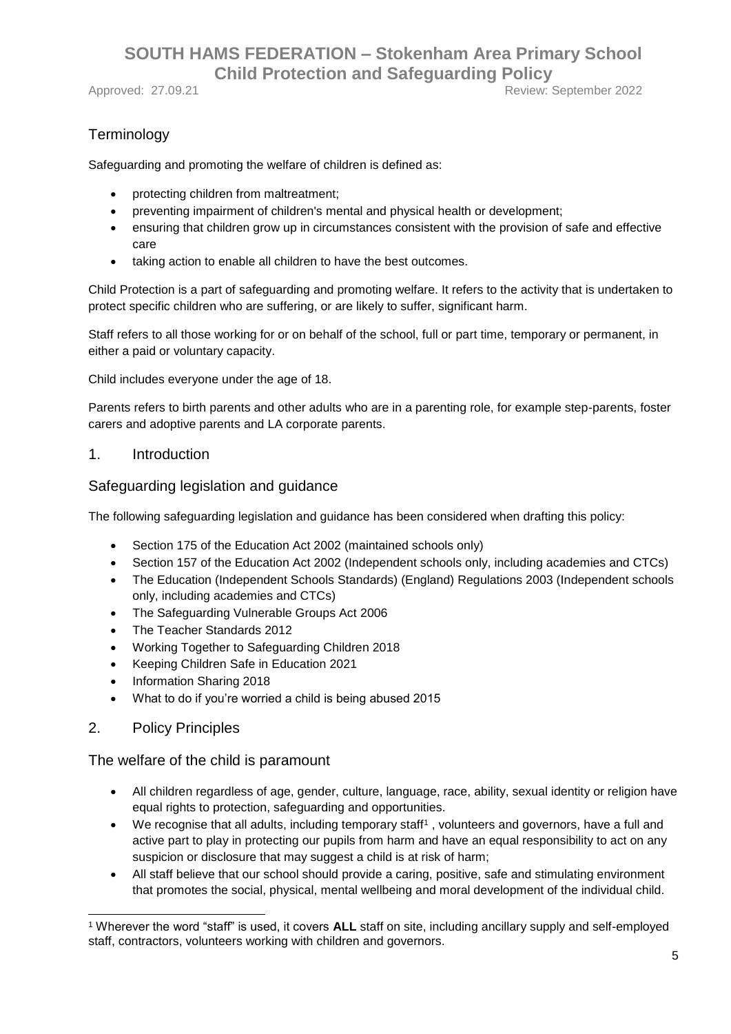## Terminology

Safeguarding and promoting the welfare of children is defined as:

- protecting children from maltreatment;
- preventing impairment of children's mental and physical health or development;
- ensuring that children grow up in circumstances consistent with the provision of safe and effective care
- taking action to enable all children to have the best outcomes.

Child Protection is a part of safeguarding and promoting welfare. It refers to the activity that is undertaken to protect specific children who are suffering, or are likely to suffer, significant harm.

Staff refers to all those working for or on behalf of the school, full or part time, temporary or permanent, in either a paid or voluntary capacity.

Child includes everyone under the age of 18.

Parents refers to birth parents and other adults who are in a parenting role, for example step-parents, foster carers and adoptive parents and LA corporate parents.

## 1. Introduction

### Safeguarding legislation and guidance

The following safeguarding legislation and guidance has been considered when drafting this policy:

- Section 175 of the Education Act 2002 (maintained schools only)
- Section 157 of the Education Act 2002 (Independent schools only, including academies and CTCs)
- The Education (Independent Schools Standards) (England) Regulations 2003 (Independent schools only, including academies and CTCs)
- The Safeguarding Vulnerable Groups Act 2006
- The Teacher Standards 2012
- Working Together to Safeguarding Children 2018
- Keeping Children Safe in Education 2021
- Information Sharing 2018
- What to do if you're worried a child is being abused 2015

## 2. Policy Principles

### The welfare of the child is paramount

- All children regardless of age, gender, culture, language, race, ability, sexual identity or religion have equal rights to protection, safeguarding and opportunities.
- We recognise that all adults, including temporary staff[1], volunteers and governors, have a full and active part to play in protecting our pupils from harm and have an equal responsibility to act on any suspicion or disclosure that may suggest a child is at risk of harm;
- All staff believe that our school should provide a caring, positive, safe and stimulating environment that promotes the social, physical, mental wellbeing and moral development of the individual child.

[1] Wherever the word "staff" is used, it covers **ALL** staff on site, including ancillary supply and self-employed staff, contractors, volunteers working with children and governors.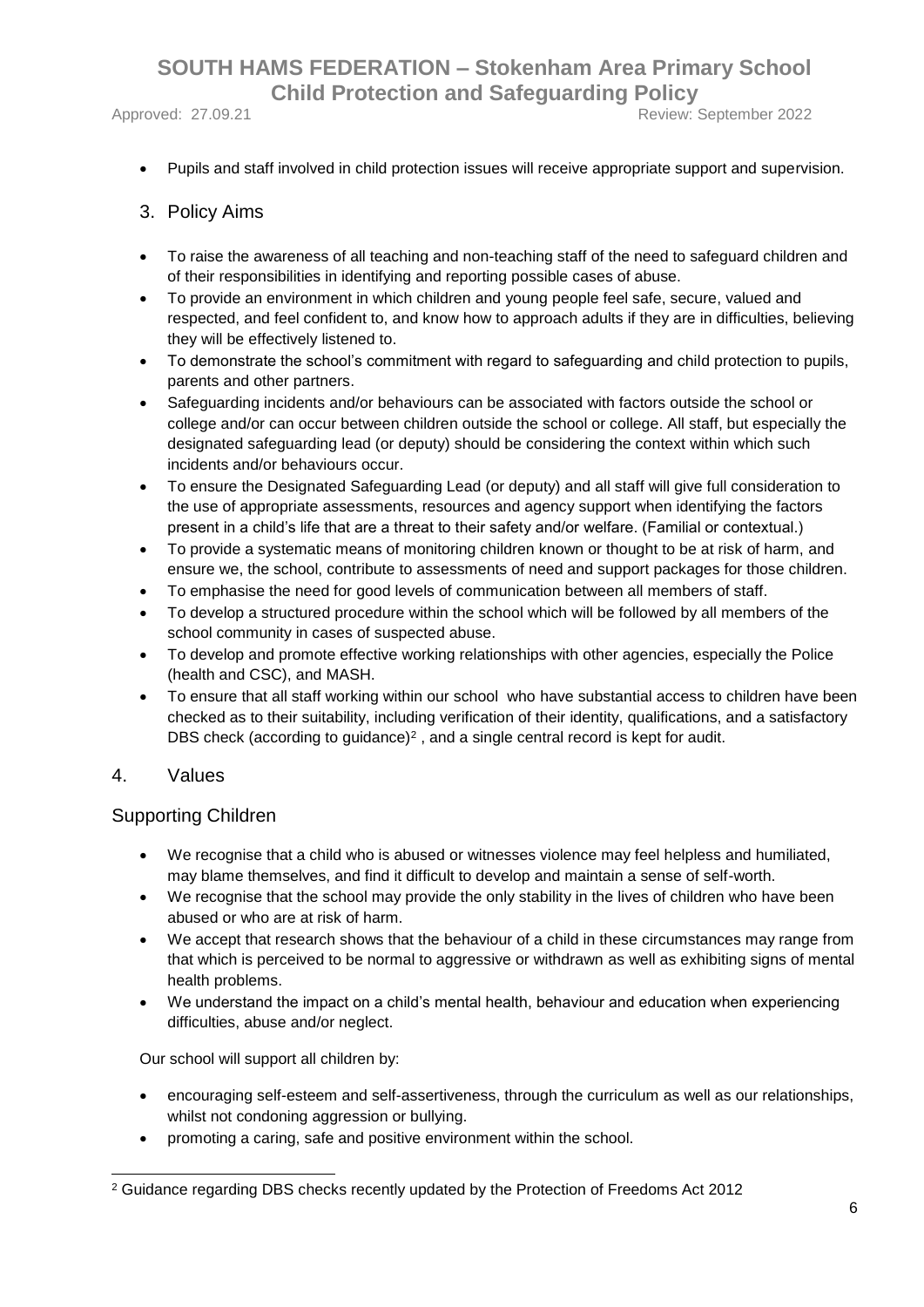- Pupils and staff involved in child protection issues will receive appropriate support and supervision.

## 3. Policy Aims

- To raise the awareness of all teaching and non-teaching staff of the need to safeguard children and of their responsibilities in identifying and reporting possible cases of abuse.
- To provide an environment in which children and young people feel safe, secure, valued and respected, and feel confident to, and know how to approach adults if they are in difficulties, believing they will be effectively listened to.
- To demonstrate the school's commitment with regard to safeguarding and child protection to pupils, parents and other partners.
- Safeguarding incidents and/or behaviours can be associated with factors outside the school or college and/or can occur between children outside the school or college. All staff, but especially the designated safeguarding lead (or deputy) should be considering the context within which such incidents and/or behaviours occur.
- To ensure the Designated Safeguarding Lead (or deputy) and all staff will give full consideration to the use of appropriate assessments, resources and agency support when identifying the factors present in a child's life that are a threat to their safety and/or welfare. (Familial or contextual.)
- To provide a systematic means of monitoring children known or thought to be at risk of harm, and ensure we, the school, contribute to assessments of need and support packages for those children.
- To emphasise the need for good levels of communication between all members of staff.
- To develop a structured procedure within the school which will be followed by all members of the school community in cases of suspected abuse.
- To develop and promote effective working relationships with other agencies, especially the Police (health and CSC), and MASH.
- To ensure that all staff working within our school who have substantial access to children have been checked as to their suitability, including verification of their identity, qualifications, and a satisfactory DBS check (according to guidance)[2] , and a single central record is kept for audit.

## 4. Values

### Supporting Children

- We recognise that a child who is abused or witnesses violence may feel helpless and humiliated, may blame themselves, and find it difficult to develop and maintain a sense of self-worth.
- We recognise that the school may provide the only stability in the lives of children who have been abused or who are at risk of harm.
- We accept that research shows that the behaviour of a child in these circumstances may range from that which is perceived to be normal to aggressive or withdrawn as well as exhibiting signs of mental health problems.
- We understand the impact on a child's mental health, behaviour and education when experiencing difficulties, abuse and/or neglect.

Our school will support all children by:

- encouraging self-esteem and self-assertiveness, through the curriculum as well as our relationships, whilst not condoning aggression or bullying.
- promoting a caring, safe and positive environment within the school.

---

[2] Guidance regarding DBS checks recently updated by the Protection of Freedoms Act 2012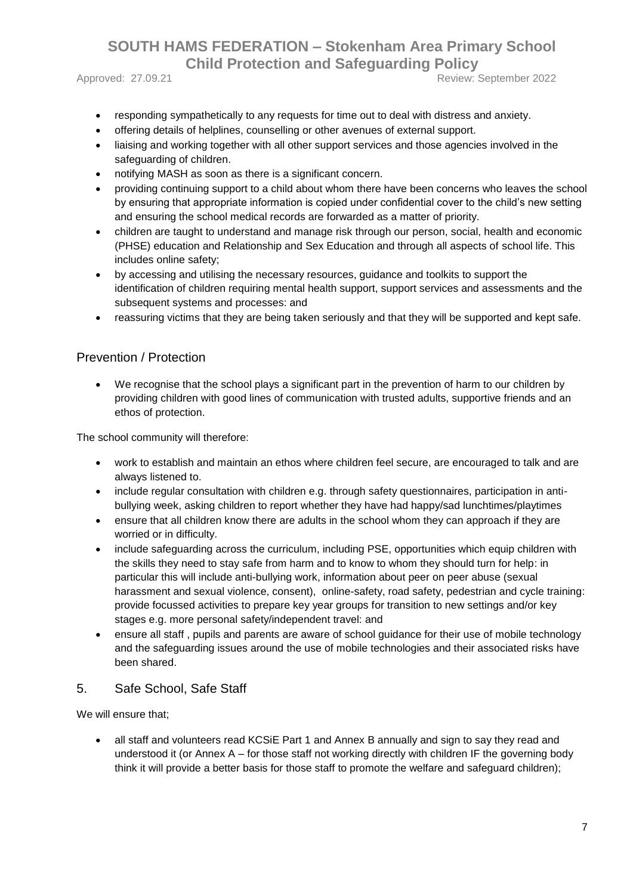- responding sympathetically to any requests for time out to deal with distress and anxiety.
- offering details of helplines, counselling or other avenues of external support.
- liaising and working together with all other support services and those agencies involved in the safeguarding of children.
- notifying MASH as soon as there is a significant concern.
- providing continuing support to a child about whom there have been concerns who leaves the school by ensuring that appropriate information is copied under confidential cover to the child's new setting and ensuring the school medical records are forwarded as a matter of priority.
- children are taught to understand and manage risk through our person, social, health and economic (PHSE) education and Relationship and Sex Education and through all aspects of school life. This includes online safety;
- by accessing and utilising the necessary resources, guidance and toolkits to support the identification of children requiring mental health support, support services and assessments and the subsequent systems and processes: and
- reassuring victims that they are being taken seriously and that they will be supported and kept safe.

## Prevention / Protection

- We recognise that the school plays a significant part in the prevention of harm to our children by providing children with good lines of communication with trusted adults, supportive friends and an ethos of protection.

The school community will therefore:

- work to establish and maintain an ethos where children feel secure, are encouraged to talk and are always listened to.
- include regular consultation with children e.g. through safety questionnaires, participation in anti-bullying week, asking children to report whether they have had happy/sad lunchtimes/playtimes
- ensure that all children know there are adults in the school whom they can approach if they are worried or in difficulty.
- include safeguarding across the curriculum, including PSE, opportunities which equip children with the skills they need to stay safe from harm and to know to whom they should turn for help: in particular this will include anti-bullying work, information about peer on peer abuse (sexual harassment and sexual violence, consent), online-safety, road safety, pedestrian and cycle training: provide focussed activities to prepare key year groups for transition to new settings and/or key stages e.g. more personal safety/independent travel: and
- ensure all staff , pupils and parents are aware of school guidance for their use of mobile technology and the safeguarding issues around the use of mobile technologies and their associated risks have been shared.

## 5. Safe School, Safe Staff

We will ensure that;

- all staff and volunteers read KCSiE Part 1 and Annex B annually and sign to say they read and understood it (or Annex A – for those staff not working directly with children IF the governing body think it will provide a better basis for those staff to promote the welfare and safeguard children);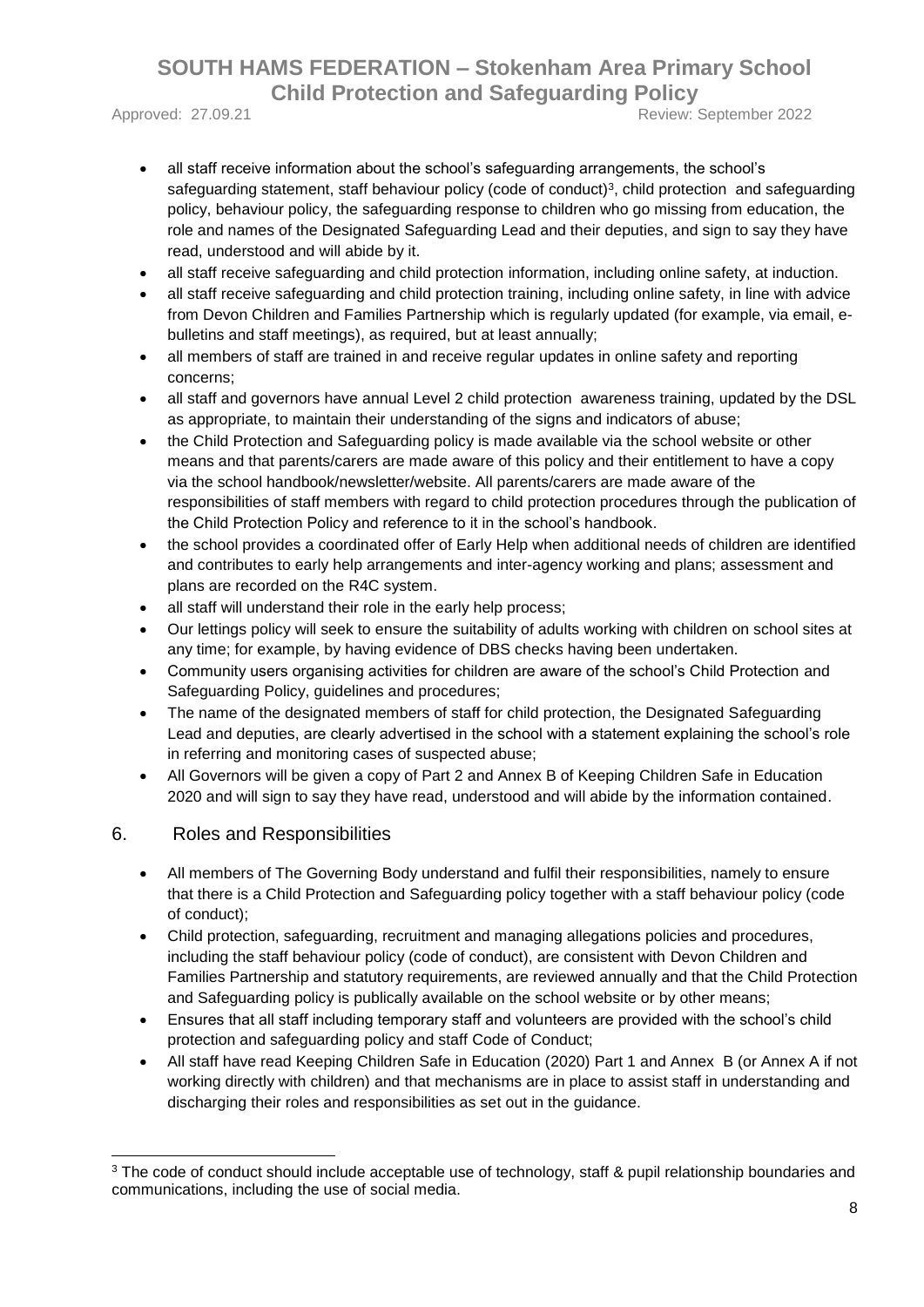- all staff receive information about the school's safeguarding arrangements, the school's safeguarding statement, staff behaviour policy (code of conduct)[3], child protection and safeguarding policy, behaviour policy, the safeguarding response to children who go missing from education, the role and names of the Designated Safeguarding Lead and their deputies, and sign to say they have read, understood and will abide by it.
- all staff receive safeguarding and child protection information, including online safety, at induction.
- all staff receive safeguarding and child protection training, including online safety, in line with advice from Devon Children and Families Partnership which is regularly updated (for example, via email, e-bulletins and staff meetings), as required, but at least annually;
- all members of staff are trained in and receive regular updates in online safety and reporting concerns;
- all staff and governors have annual Level 2 child protection awareness training, updated by the DSL as appropriate, to maintain their understanding of the signs and indicators of abuse;
- the Child Protection and Safeguarding policy is made available via the school website or other means and that parents/carers are made aware of this policy and their entitlement to have a copy via the school handbook/newsletter/website. All parents/carers are made aware of the responsibilities of staff members with regard to child protection procedures through the publication of the Child Protection Policy and reference to it in the school's handbook.
- the school provides a coordinated offer of Early Help when additional needs of children are identified and contributes to early help arrangements and inter-agency working and plans; assessment and plans are recorded on the R4C system.
- all staff will understand their role in the early help process;
- Our lettings policy will seek to ensure the suitability of adults working with children on school sites at any time; for example, by having evidence of DBS checks having been undertaken.
- Community users organising activities for children are aware of the school's Child Protection and Safeguarding Policy, guidelines and procedures;
- The name of the designated members of staff for child protection, the Designated Safeguarding Lead and deputies, are clearly advertised in the school with a statement explaining the school's role in referring and monitoring cases of suspected abuse;
- All Governors will be given a copy of Part 2 and Annex B of Keeping Children Safe in Education 2020 and will sign to say they have read, understood and will abide by the information contained.

## 6. Roles and Responsibilities

- All members of The Governing Body understand and fulfil their responsibilities, namely to ensure that there is a Child Protection and Safeguarding policy together with a staff behaviour policy (code of conduct);
- Child protection, safeguarding, recruitment and managing allegations policies and procedures, including the staff behaviour policy (code of conduct), are consistent with Devon Children and Families Partnership and statutory requirements, are reviewed annually and that the Child Protection and Safeguarding policy is publically available on the school website or by other means;
- Ensures that all staff including temporary staff and volunteers are provided with the school's child protection and safeguarding policy and staff Code of Conduct;
- All staff have read Keeping Children Safe in Education (2020) Part 1 and Annex B (or Annex A if not working directly with children) and that mechanisms are in place to assist staff in understanding and discharging their roles and responsibilities as set out in the guidance.

[3] The code of conduct should include acceptable use of technology, staff & pupil relationship boundaries and communications, including the use of social media.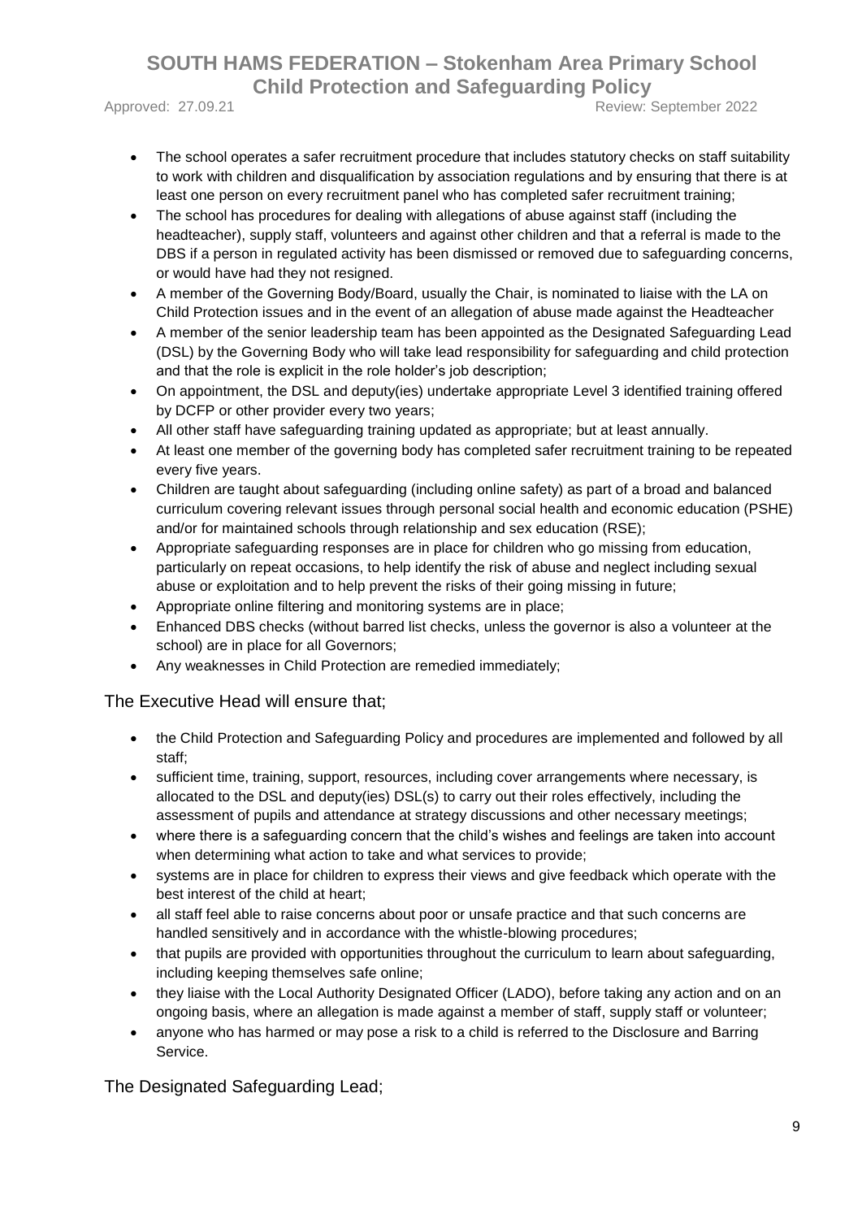- The school operates a safer recruitment procedure that includes statutory checks on staff suitability to work with children and disqualification by association regulations and by ensuring that there is at least one person on every recruitment panel who has completed safer recruitment training;
- The school has procedures for dealing with allegations of abuse against staff (including the headteacher), supply staff, volunteers and against other children and that a referral is made to the DBS if a person in regulated activity has been dismissed or removed due to safeguarding concerns, or would have had they not resigned.
- A member of the Governing Body/Board, usually the Chair, is nominated to liaise with the LA on Child Protection issues and in the event of an allegation of abuse made against the Headteacher
- A member of the senior leadership team has been appointed as the Designated Safeguarding Lead (DSL) by the Governing Body who will take lead responsibility for safeguarding and child protection and that the role is explicit in the role holder's job description;
- On appointment, the DSL and deputy(ies) undertake appropriate Level 3 identified training offered by DCFP or other provider every two years;
- All other staff have safeguarding training updated as appropriate; but at least annually.
- At least one member of the governing body has completed safer recruitment training to be repeated every five years.
- Children are taught about safeguarding (including online safety) as part of a broad and balanced curriculum covering relevant issues through personal social health and economic education (PSHE) and/or for maintained schools through relationship and sex education (RSE);
- Appropriate safeguarding responses are in place for children who go missing from education, particularly on repeat occasions, to help identify the risk of abuse and neglect including sexual abuse or exploitation and to help prevent the risks of their going missing in future;
- Appropriate online filtering and monitoring systems are in place;
- Enhanced DBS checks (without barred list checks, unless the governor is also a volunteer at the school) are in place for all Governors;
- Any weaknesses in Child Protection are remedied immediately;

## The Executive Head will ensure that;

- the Child Protection and Safeguarding Policy and procedures are implemented and followed by all staff;
- sufficient time, training, support, resources, including cover arrangements where necessary, is allocated to the DSL and deputy(ies) DSL(s) to carry out their roles effectively, including the assessment of pupils and attendance at strategy discussions and other necessary meetings;
- where there is a safeguarding concern that the child's wishes and feelings are taken into account when determining what action to take and what services to provide;
- systems are in place for children to express their views and give feedback which operate with the best interest of the child at heart;
- all staff feel able to raise concerns about poor or unsafe practice and that such concerns are handled sensitively and in accordance with the whistle-blowing procedures;
- that pupils are provided with opportunities throughout the curriculum to learn about safeguarding, including keeping themselves safe online;
- they liaise with the Local Authority Designated Officer (LADO), before taking any action and on an ongoing basis, where an allegation is made against a member of staff, supply staff or volunteer;
- anyone who has harmed or may pose a risk to a child is referred to the Disclosure and Barring Service.

## The Designated Safeguarding Lead;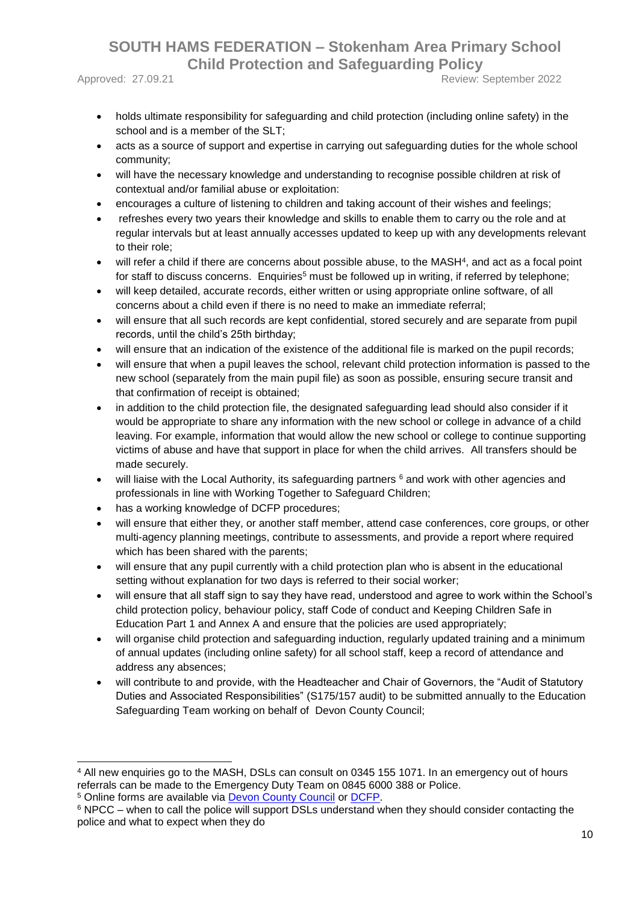- holds ultimate responsibility for safeguarding and child protection (including online safety) in the school and is a member of the SLT;
- acts as a source of support and expertise in carrying out safeguarding duties for the whole school community;
- will have the necessary knowledge and understanding to recognise possible children at risk of contextual and/or familial abuse or exploitation:
- encourages a culture of listening to children and taking account of their wishes and feelings;
- refreshes every two years their knowledge and skills to enable them to carry ou the role and at regular intervals but at least annually accesses updated to keep up with any developments relevant to their role;
- will refer a child if there are concerns about possible abuse, to the MASH[4], and act as a focal point for staff to discuss concerns. Enquiries[5] must be followed up in writing, if referred by telephone;
- will keep detailed, accurate records, either written or using appropriate online software, of all concerns about a child even if there is no need to make an immediate referral;
- will ensure that all such records are kept confidential, stored securely and are separate from pupil records, until the child's 25th birthday;
- will ensure that an indication of the existence of the additional file is marked on the pupil records;
- will ensure that when a pupil leaves the school, relevant child protection information is passed to the new school (separately from the main pupil file) as soon as possible, ensuring secure transit and that confirmation of receipt is obtained;
- in addition to the child protection file, the designated safeguarding lead should also consider if it would be appropriate to share any information with the new school or college in advance of a child leaving. For example, information that would allow the new school or college to continue supporting victims of abuse and have that support in place for when the child arrives. All transfers should be made securely.
- will liaise with the Local Authority, its safeguarding partners [6] and work with other agencies and professionals in line with Working Together to Safeguard Children;
- has a working knowledge of DCFP procedures;
- will ensure that either they, or another staff member, attend case conferences, core groups, or other multi-agency planning meetings, contribute to assessments, and provide a report where required which has been shared with the parents;
- will ensure that any pupil currently with a child protection plan who is absent in the educational setting without explanation for two days is referred to their social worker;
- will ensure that all staff sign to say they have read, understood and agree to work within the School's child protection policy, behaviour policy, staff Code of conduct and Keeping Children Safe in Education Part 1 and Annex A and ensure that the policies are used appropriately;
- will organise child protection and safeguarding induction, regularly updated training and a minimum of annual updates (including online safety) for all school staff, keep a record of attendance and address any absences;
- will contribute to and provide, with the Headteacher and Chair of Governors, the "Audit of Statutory Duties and Associated Responsibilities" (S175/157 audit) to be submitted annually to the Education Safeguarding Team working on behalf of Devon County Council;

---

[4] All new enquiries go to the MASH, DSLs can consult on 0345 155 1071. In an emergency out of hours referrals can be made to the Emergency Duty Team on 0845 6000 388 or Police.

[5] Online forms are available via Devon County Council or DCFP.

[6] NPCC – when to call the police will support DSLs understand when they should consider contacting the police and what to expect when they do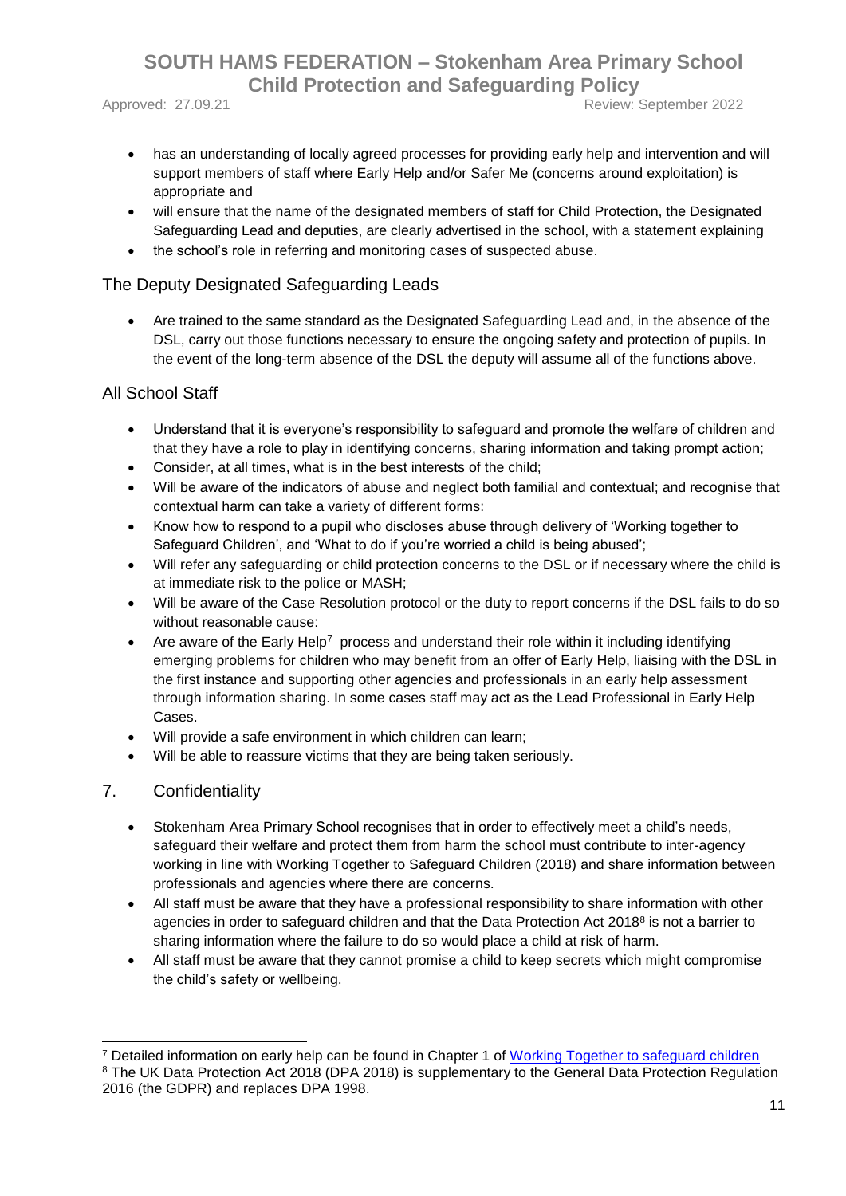- has an understanding of locally agreed processes for providing early help and intervention and will support members of staff where Early Help and/or Safer Me (concerns around exploitation) is appropriate and
- will ensure that the name of the designated members of staff for Child Protection, the Designated Safeguarding Lead and deputies, are clearly advertised in the school, with a statement explaining
- the school's role in referring and monitoring cases of suspected abuse.

## The Deputy Designated Safeguarding Leads

- Are trained to the same standard as the Designated Safeguarding Lead and, in the absence of the DSL, carry out those functions necessary to ensure the ongoing safety and protection of pupils. In the event of the long-term absence of the DSL the deputy will assume all of the functions above.

## All School Staff

- Understand that it is everyone's responsibility to safeguard and promote the welfare of children and that they have a role to play in identifying concerns, sharing information and taking prompt action;
- Consider, at all times, what is in the best interests of the child;
- Will be aware of the indicators of abuse and neglect both familial and contextual; and recognise that contextual harm can take a variety of different forms:
- Know how to respond to a pupil who discloses abuse through delivery of 'Working together to Safeguard Children', and 'What to do if you're worried a child is being abused';
- Will refer any safeguarding or child protection concerns to the DSL or if necessary where the child is at immediate risk to the police or MASH;
- Will be aware of the Case Resolution protocol or the duty to report concerns if the DSL fails to do so without reasonable cause:
- Are aware of the Early Help[7] process and understand their role within it including identifying emerging problems for children who may benefit from an offer of Early Help, liaising with the DSL in the first instance and supporting other agencies and professionals in an early help assessment through information sharing. In some cases staff may act as the Lead Professional in Early Help Cases.
- Will provide a safe environment in which children can learn;
- Will be able to reassure victims that they are being taken seriously.

## 7. Confidentiality

- Stokenham Area Primary School recognises that in order to effectively meet a child's needs, safeguard their welfare and protect them from harm the school must contribute to inter-agency working in line with Working Together to Safeguard Children (2018) and share information between professionals and agencies where there are concerns.
- All staff must be aware that they have a professional responsibility to share information with other agencies in order to safeguard children and that the Data Protection Act 2018[8] is not a barrier to sharing information where the failure to do so would place a child at risk of harm.
- All staff must be aware that they cannot promise a child to keep secrets which might compromise the child's safety or wellbeing.

---

[7] Detailed information on early help can be found in Chapter 1 of Working Together to safeguard children

[8] The UK Data Protection Act 2018 (DPA 2018) is supplementary to the General Data Protection Regulation 2016 (the GDPR) and replaces DPA 1998.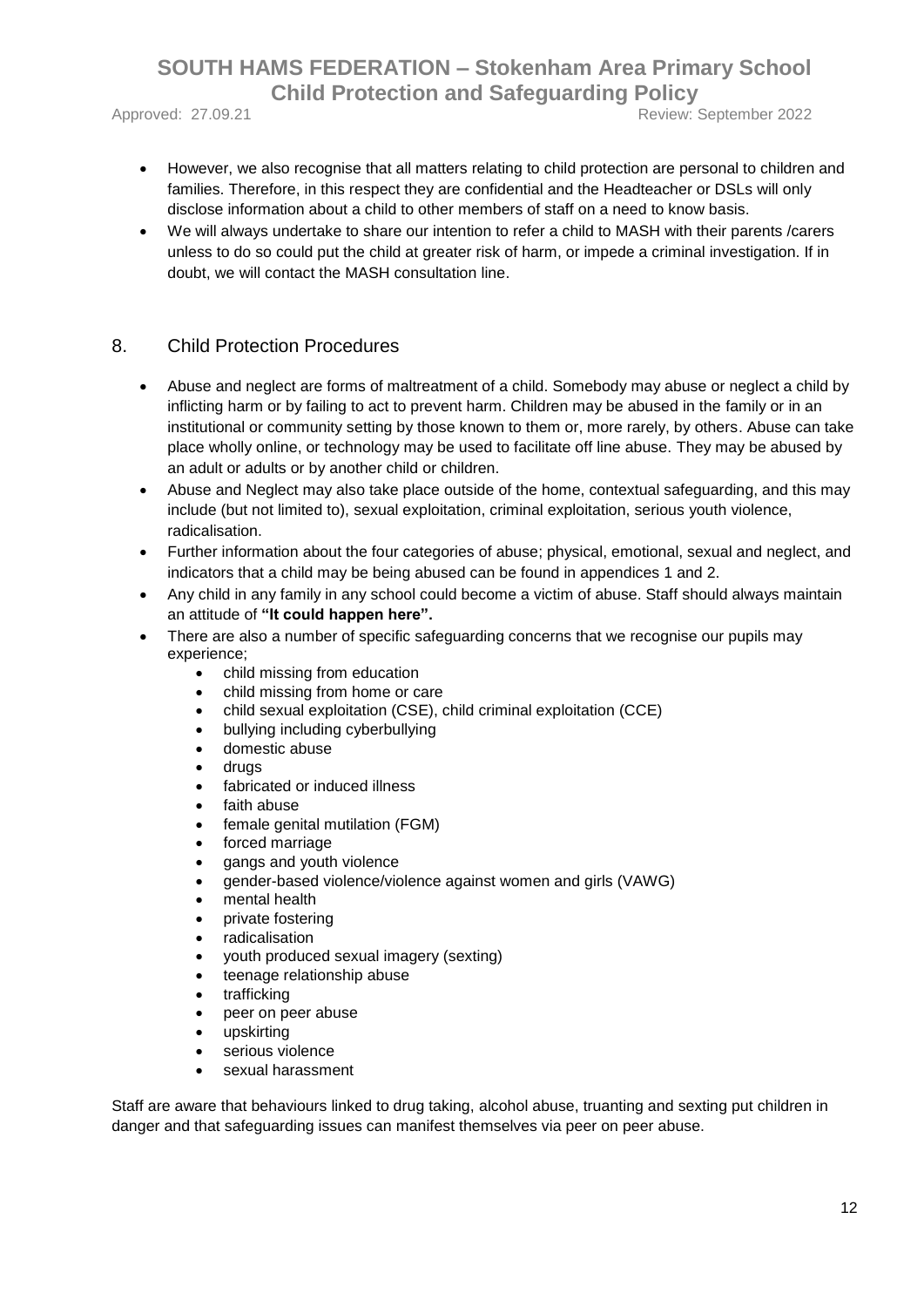- However, we also recognise that all matters relating to child protection are personal to children and families. Therefore, in this respect they are confidential and the Headteacher or DSLs will only disclose information about a child to other members of staff on a need to know basis.
- We will always undertake to share our intention to refer a child to MASH with their parents /carers unless to do so could put the child at greater risk of harm, or impede a criminal investigation. If in doubt, we will contact the MASH consultation line.

## 8. Child Protection Procedures

- Abuse and neglect are forms of maltreatment of a child. Somebody may abuse or neglect a child by inflicting harm or by failing to act to prevent harm. Children may be abused in the family or in an institutional or community setting by those known to them or, more rarely, by others. Abuse can take place wholly online, or technology may be used to facilitate off line abuse. They may be abused by an adult or adults or by another child or children.
- Abuse and Neglect may also take place outside of the home, contextual safeguarding, and this may include (but not limited to), sexual exploitation, criminal exploitation, serious youth violence, radicalisation.
- Further information about the four categories of abuse; physical, emotional, sexual and neglect, and indicators that a child may be being abused can be found in appendices 1 and 2.
- Any child in any family in any school could become a victim of abuse. Staff should always maintain an attitude of **"It could happen here".**
- There are also a number of specific safeguarding concerns that we recognise our pupils may experience;
  - child missing from education
  - child missing from home or care
  - child sexual exploitation (CSE), child criminal exploitation (CCE)
  - bullying including cyberbullying
  - domestic abuse
  - drugs
  - fabricated or induced illness
  - faith abuse
  - female genital mutilation (FGM)
  - forced marriage
  - gangs and youth violence
  - gender-based violence/violence against women and girls (VAWG)
  - mental health
  - private fostering
  - radicalisation
  - youth produced sexual imagery (sexting)
  - teenage relationship abuse
  - trafficking
  - peer on peer abuse
  - upskirting
  - serious violence
  - sexual harassment

Staff are aware that behaviours linked to drug taking, alcohol abuse, truanting and sexting put children in danger and that safeguarding issues can manifest themselves via peer on peer abuse.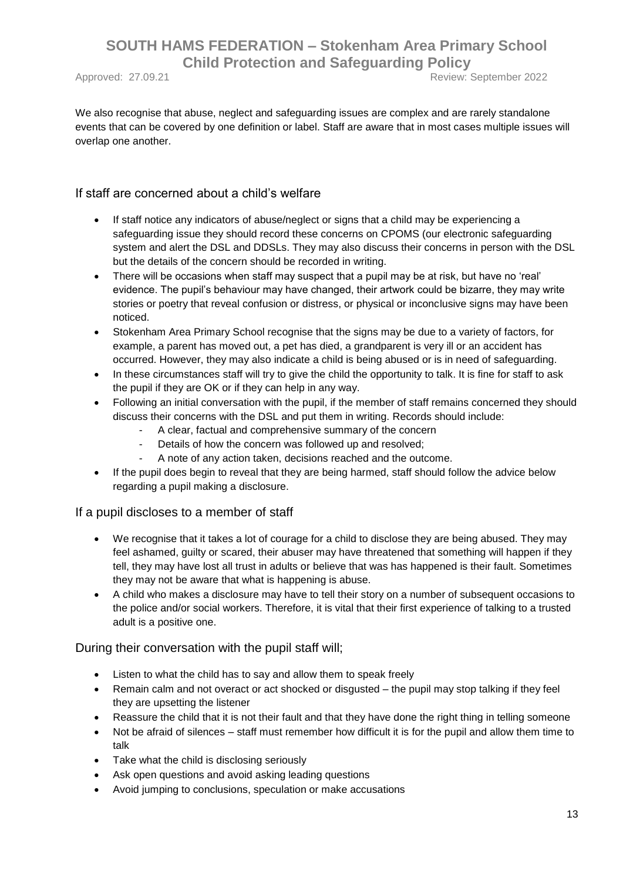We also recognise that abuse, neglect and safeguarding issues are complex and are rarely standalone events that can be covered by one definition or label. Staff are aware that in most cases multiple issues will overlap one another.

## If staff are concerned about a child's welfare

- If staff notice any indicators of abuse/neglect or signs that a child may be experiencing a safeguarding issue they should record these concerns on CPOMS (our electronic safeguarding system and alert the DSL and DDSLs. They may also discuss their concerns in person with the DSL but the details of the concern should be recorded in writing.
- There will be occasions when staff may suspect that a pupil may be at risk, but have no 'real' evidence. The pupil's behaviour may have changed, their artwork could be bizarre, they may write stories or poetry that reveal confusion or distress, or physical or inconclusive signs may have been noticed.
- Stokenham Area Primary School recognise that the signs may be due to a variety of factors, for example, a parent has moved out, a pet has died, a grandparent is very ill or an accident has occurred. However, they may also indicate a child is being abused or is in need of safeguarding.
- In these circumstances staff will try to give the child the opportunity to talk. It is fine for staff to ask the pupil if they are OK or if they can help in any way.
- Following an initial conversation with the pupil, if the member of staff remains concerned they should discuss their concerns with the DSL and put them in writing. Records should include:
    - A clear, factual and comprehensive summary of the concern
    - Details of how the concern was followed up and resolved;
    - A note of any action taken, decisions reached and the outcome.
- If the pupil does begin to reveal that they are being harmed, staff should follow the advice below regarding a pupil making a disclosure.

## If a pupil discloses to a member of staff

- We recognise that it takes a lot of courage for a child to disclose they are being abused. They may feel ashamed, guilty or scared, their abuser may have threatened that something will happen if they tell, they may have lost all trust in adults or believe that was has happened is their fault. Sometimes they may not be aware that what is happening is abuse.
- A child who makes a disclosure may have to tell their story on a number of subsequent occasions to the police and/or social workers. Therefore, it is vital that their first experience of talking to a trusted adult is a positive one.

## During their conversation with the pupil staff will;

- Listen to what the child has to say and allow them to speak freely
- Remain calm and not overact or act shocked or disgusted – the pupil may stop talking if they feel they are upsetting the listener
- Reassure the child that it is not their fault and that they have done the right thing in telling someone
- Not be afraid of silences – staff must remember how difficult it is for the pupil and allow them time to talk
- Take what the child is disclosing seriously
- Ask open questions and avoid asking leading questions
- Avoid jumping to conclusions, speculation or make accusations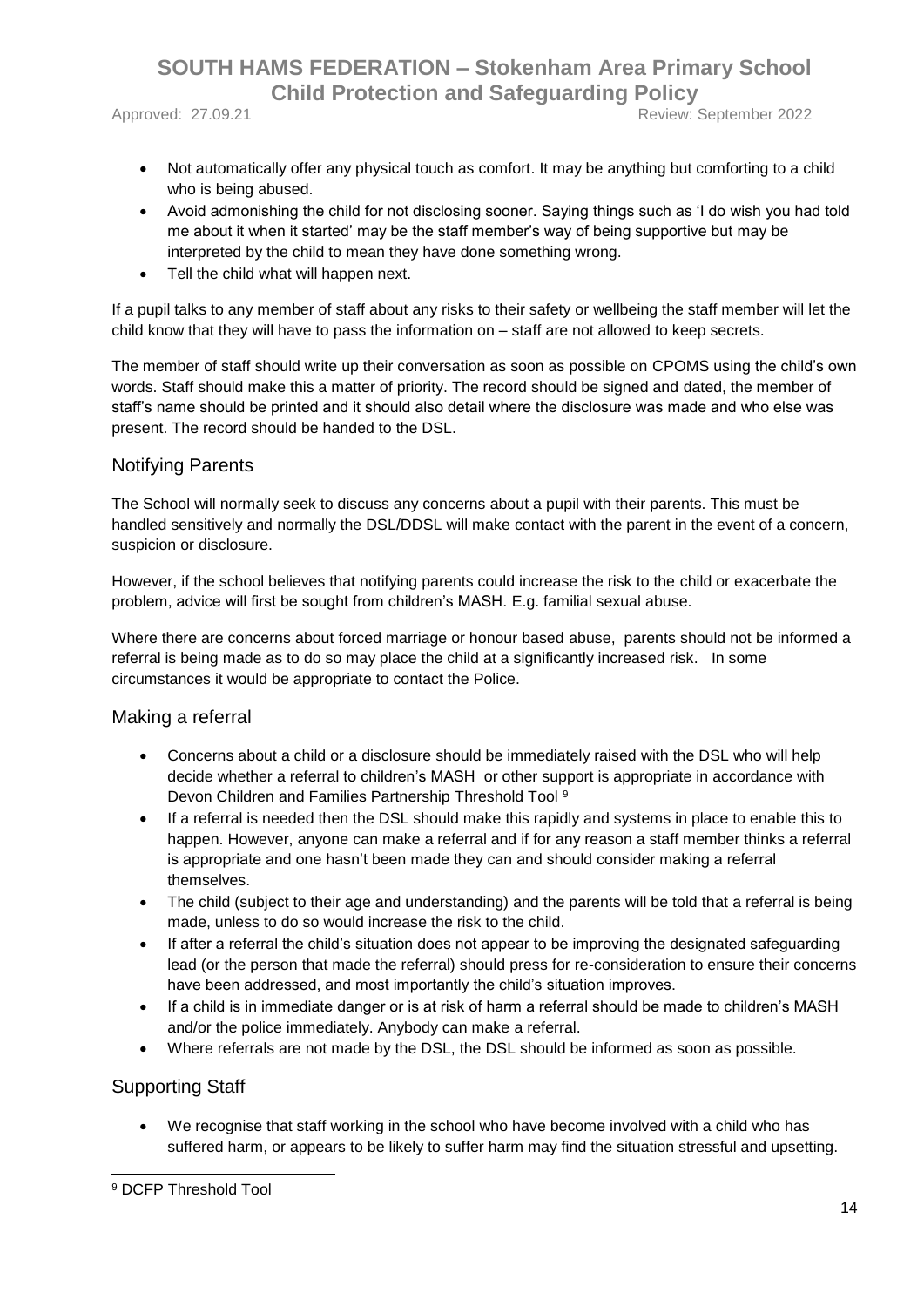- Not automatically offer any physical touch as comfort. It may be anything but comforting to a child who is being abused.
- Avoid admonishing the child for not disclosing sooner. Saying things such as 'I do wish you had told me about it when it started' may be the staff member's way of being supportive but may be interpreted by the child to mean they have done something wrong.
- Tell the child what will happen next.

If a pupil talks to any member of staff about any risks to their safety or wellbeing the staff member will let the child know that they will have to pass the information on – staff are not allowed to keep secrets.

The member of staff should write up their conversation as soon as possible on CPOMS using the child's own words. Staff should make this a matter of priority. The record should be signed and dated, the member of staff's name should be printed and it should also detail where the disclosure was made and who else was present. The record should be handed to the DSL.

## Notifying Parents

The School will normally seek to discuss any concerns about a pupil with their parents. This must be handled sensitively and normally the DSL/DDSL will make contact with the parent in the event of a concern, suspicion or disclosure.

However, if the school believes that notifying parents could increase the risk to the child or exacerbate the problem, advice will first be sought from children's MASH. E.g. familial sexual abuse.

Where there are concerns about forced marriage or honour based abuse, parents should not be informed a referral is being made as to do so may place the child at a significantly increased risk. In some circumstances it would be appropriate to contact the Police.

## Making a referral

- Concerns about a child or a disclosure should be immediately raised with the DSL who will help decide whether a referral to children's MASH or other support is appropriate in accordance with Devon Children and Families Partnership Threshold Tool [9]
- If a referral is needed then the DSL should make this rapidly and systems in place to enable this to happen. However, anyone can make a referral and if for any reason a staff member thinks a referral is appropriate and one hasn't been made they can and should consider making a referral themselves.
- The child (subject to their age and understanding) and the parents will be told that a referral is being made, unless to do so would increase the risk to the child.
- If after a referral the child's situation does not appear to be improving the designated safeguarding lead (or the person that made the referral) should press for re-consideration to ensure their concerns have been addressed, and most importantly the child's situation improves.
- If a child is in immediate danger or is at risk of harm a referral should be made to children's MASH and/or the police immediately. Anybody can make a referral.
- Where referrals are not made by the DSL, the DSL should be informed as soon as possible.

## Supporting Staff

- We recognise that staff working in the school who have become involved with a child who has suffered harm, or appears to be likely to suffer harm may find the situation stressful and upsetting.

[9] DCFP Threshold Tool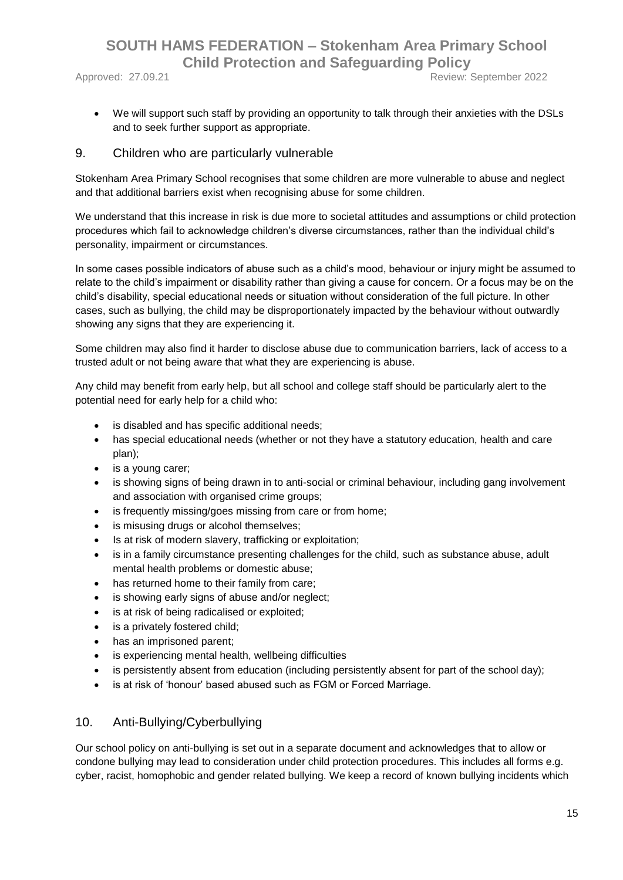- We will support such staff by providing an opportunity to talk through their anxieties with the DSLs and to seek further support as appropriate.

## 9. Children who are particularly vulnerable

Stokenham Area Primary School recognises that some children are more vulnerable to abuse and neglect and that additional barriers exist when recognising abuse for some children.

We understand that this increase in risk is due more to societal attitudes and assumptions or child protection procedures which fail to acknowledge children's diverse circumstances, rather than the individual child's personality, impairment or circumstances.

In some cases possible indicators of abuse such as a child's mood, behaviour or injury might be assumed to relate to the child's impairment or disability rather than giving a cause for concern. Or a focus may be on the child's disability, special educational needs or situation without consideration of the full picture. In other cases, such as bullying, the child may be disproportionately impacted by the behaviour without outwardly showing any signs that they are experiencing it.

Some children may also find it harder to disclose abuse due to communication barriers, lack of access to a trusted adult or not being aware that what they are experiencing is abuse.

Any child may benefit from early help, but all school and college staff should be particularly alert to the potential need for early help for a child who:

- is disabled and has specific additional needs;
- has special educational needs (whether or not they have a statutory education, health and care plan);
- is a young carer;
- is showing signs of being drawn in to anti-social or criminal behaviour, including gang involvement and association with organised crime groups;
- is frequently missing/goes missing from care or from home;
- is misusing drugs or alcohol themselves;
- Is at risk of modern slavery, trafficking or exploitation;
- is in a family circumstance presenting challenges for the child, such as substance abuse, adult mental health problems or domestic abuse;
- has returned home to their family from care;
- is showing early signs of abuse and/or neglect;
- is at risk of being radicalised or exploited;
- is a privately fostered child;
- has an imprisoned parent;
- is experiencing mental health, wellbeing difficulties
- is persistently absent from education (including persistently absent for part of the school day);
- is at risk of 'honour' based abused such as FGM or Forced Marriage.

## 10. Anti-Bullying/Cyberbullying

Our school policy on anti-bullying is set out in a separate document and acknowledges that to allow or condone bullying may lead to consideration under child protection procedures. This includes all forms e.g. cyber, racist, homophobic and gender related bullying. We keep a record of known bullying incidents which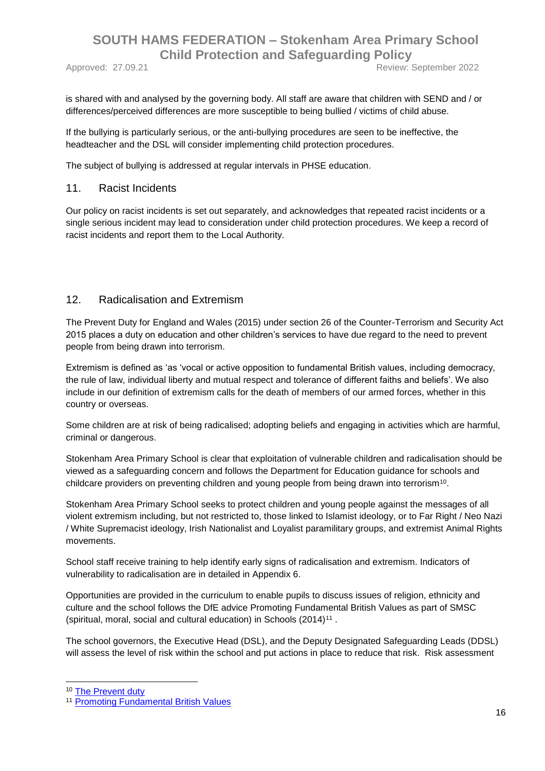is shared with and analysed by the governing body. All staff are aware that children with SEND and / or differences/perceived differences are more susceptible to being bullied / victims of child abuse.

If the bullying is particularly serious, or the anti-bullying procedures are seen to be ineffective, the headteacher and the DSL will consider implementing child protection procedures.

The subject of bullying is addressed at regular intervals in PHSE education.

## 11. Racist Incidents

Our policy on racist incidents is set out separately, and acknowledges that repeated racist incidents or a single serious incident may lead to consideration under child protection procedures. We keep a record of racist incidents and report them to the Local Authority.

## 12. Radicalisation and Extremism

The Prevent Duty for England and Wales (2015) under section 26 of the Counter-Terrorism and Security Act 2015 places a duty on education and other children's services to have due regard to the need to prevent people from being drawn into terrorism.

Extremism is defined as 'as 'vocal or active opposition to fundamental British values, including democracy, the rule of law, individual liberty and mutual respect and tolerance of different faiths and beliefs'. We also include in our definition of extremism calls for the death of members of our armed forces, whether in this country or overseas.

Some children are at risk of being radicalised; adopting beliefs and engaging in activities which are harmful, criminal or dangerous.

Stokenham Area Primary School is clear that exploitation of vulnerable children and radicalisation should be viewed as a safeguarding concern and follows the Department for Education guidance for schools and childcare providers on preventing children and young people from being drawn into terrorism[10].

Stokenham Area Primary School seeks to protect children and young people against the messages of all violent extremism including, but not restricted to, those linked to Islamist ideology, or to Far Right / Neo Nazi / White Supremacist ideology, Irish Nationalist and Loyalist paramilitary groups, and extremist Animal Rights movements.

School staff receive training to help identify early signs of radicalisation and extremism. Indicators of vulnerability to radicalisation are in detailed in Appendix 6.

Opportunities are provided in the curriculum to enable pupils to discuss issues of religion, ethnicity and culture and the school follows the DfE advice Promoting Fundamental British Values as part of SMSC (spiritual, moral, social and cultural education) in Schools (2014)[11] .

The school governors, the Executive Head (DSL), and the Deputy Designated Safeguarding Leads (DDSL) will assess the level of risk within the school and put actions in place to reduce that risk. Risk assessment

---

[10] The Prevent duty

[11] Promoting Fundamental British Values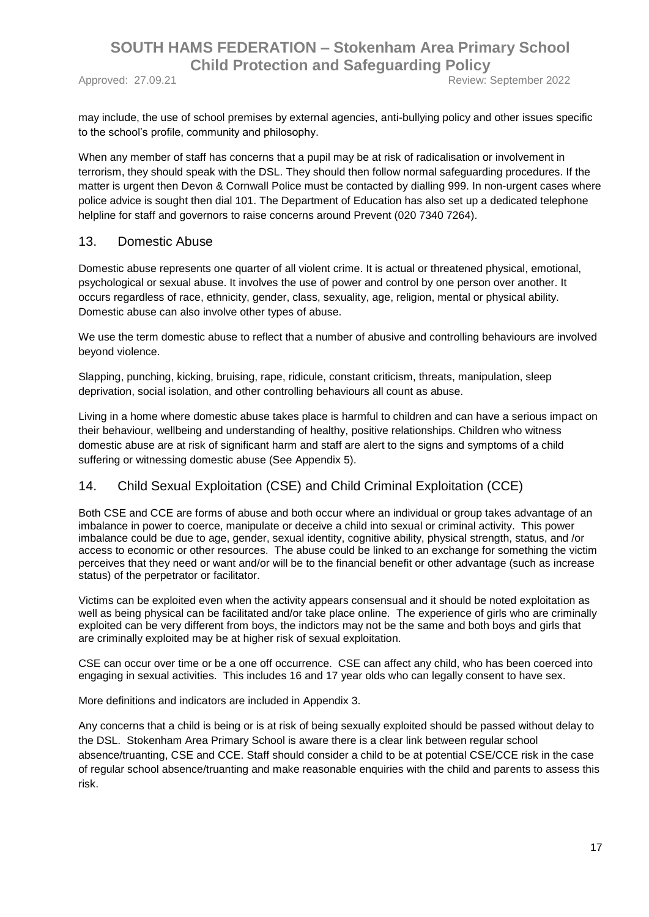may include, the use of school premises by external agencies, anti-bullying policy and other issues specific to the school's profile, community and philosophy.

When any member of staff has concerns that a pupil may be at risk of radicalisation or involvement in terrorism, they should speak with the DSL. They should then follow normal safeguarding procedures. If the matter is urgent then Devon & Cornwall Police must be contacted by dialling 999. In non-urgent cases where police advice is sought then dial 101. The Department of Education has also set up a dedicated telephone helpline for staff and governors to raise concerns around Prevent (020 7340 7264).

## 13. Domestic Abuse

Domestic abuse represents one quarter of all violent crime. It is actual or threatened physical, emotional, psychological or sexual abuse. It involves the use of power and control by one person over another. It occurs regardless of race, ethnicity, gender, class, sexuality, age, religion, mental or physical ability. Domestic abuse can also involve other types of abuse.

We use the term domestic abuse to reflect that a number of abusive and controlling behaviours are involved beyond violence.

Slapping, punching, kicking, bruising, rape, ridicule, constant criticism, threats, manipulation, sleep deprivation, social isolation, and other controlling behaviours all count as abuse.

Living in a home where domestic abuse takes place is harmful to children and can have a serious impact on their behaviour, wellbeing and understanding of healthy, positive relationships. Children who witness domestic abuse are at risk of significant harm and staff are alert to the signs and symptoms of a child suffering or witnessing domestic abuse (See Appendix 5).

## 14. Child Sexual Exploitation (CSE) and Child Criminal Exploitation (CCE)

Both CSE and CCE are forms of abuse and both occur where an individual or group takes advantage of an imbalance in power to coerce, manipulate or deceive a child into sexual or criminal activity. This power imbalance could be due to age, gender, sexual identity, cognitive ability, physical strength, status, and /or access to economic or other resources. The abuse could be linked to an exchange for something the victim perceives that they need or want and/or will be to the financial benefit or other advantage (such as increase status) of the perpetrator or facilitator.

Victims can be exploited even when the activity appears consensual and it should be noted exploitation as well as being physical can be facilitated and/or take place online. The experience of girls who are criminally exploited can be very different from boys, the indictors may not be the same and both boys and girls that are criminally exploited may be at higher risk of sexual exploitation.

CSE can occur over time or be a one off occurrence. CSE can affect any child, who has been coerced into engaging in sexual activities. This includes 16 and 17 year olds who can legally consent to have sex.

More definitions and indicators are included in Appendix 3.

Any concerns that a child is being or is at risk of being sexually exploited should be passed without delay to the DSL. Stokenham Area Primary School is aware there is a clear link between regular school absence/truanting, CSE and CCE. Staff should consider a child to be at potential CSE/CCE risk in the case of regular school absence/truanting and make reasonable enquiries with the child and parents to assess this risk.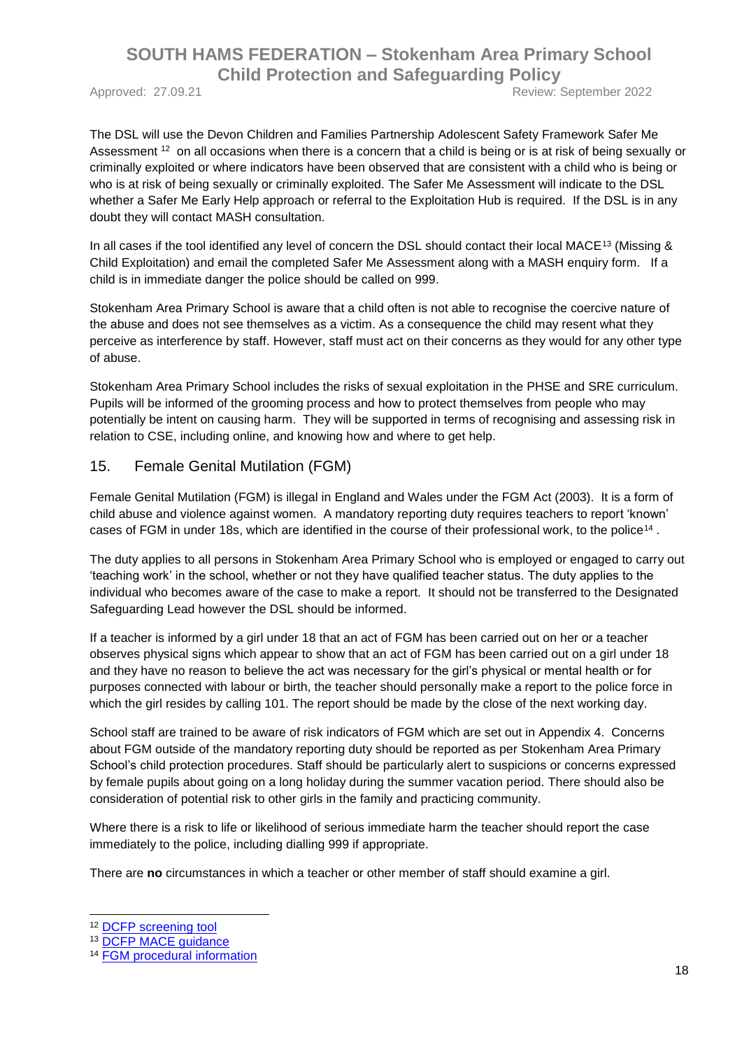The DSL will use the Devon Children and Families Partnership Adolescent Safety Framework Safer Me Assessment [12] on all occasions when there is a concern that a child is being or is at risk of being sexually or criminally exploited or where indicators have been observed that are consistent with a child who is being or who is at risk of being sexually or criminally exploited. The Safer Me Assessment will indicate to the DSL whether a Safer Me Early Help approach or referral to the Exploitation Hub is required. If the DSL is in any doubt they will contact MASH consultation.

In all cases if the tool identified any level of concern the DSL should contact their local MACE[13] (Missing & Child Exploitation) and email the completed Safer Me Assessment along with a MASH enquiry form. If a child is in immediate danger the police should be called on 999.

Stokenham Area Primary School is aware that a child often is not able to recognise the coercive nature of the abuse and does not see themselves as a victim. As a consequence the child may resent what they perceive as interference by staff. However, staff must act on their concerns as they would for any other type of abuse.

Stokenham Area Primary School includes the risks of sexual exploitation in the PHSE and SRE curriculum. Pupils will be informed of the grooming process and how to protect themselves from people who may potentially be intent on causing harm. They will be supported in terms of recognising and assessing risk in relation to CSE, including online, and knowing how and where to get help.

## 15. Female Genital Mutilation (FGM)

Female Genital Mutilation (FGM) is illegal in England and Wales under the FGM Act (2003). It is a form of child abuse and violence against women. A mandatory reporting duty requires teachers to report 'known' cases of FGM in under 18s, which are identified in the course of their professional work, to the police[14].

The duty applies to all persons in Stokenham Area Primary School who is employed or engaged to carry out 'teaching work' in the school, whether or not they have qualified teacher status. The duty applies to the individual who becomes aware of the case to make a report. It should not be transferred to the Designated Safeguarding Lead however the DSL should be informed.

If a teacher is informed by a girl under 18 that an act of FGM has been carried out on her or a teacher observes physical signs which appear to show that an act of FGM has been carried out on a girl under 18 and they have no reason to believe the act was necessary for the girl's physical or mental health or for purposes connected with labour or birth, the teacher should personally make a report to the police force in which the girl resides by calling 101. The report should be made by the close of the next working day.

School staff are trained to be aware of risk indicators of FGM which are set out in Appendix 4. Concerns about FGM outside of the mandatory reporting duty should be reported as per Stokenham Area Primary School's child protection procedures. Staff should be particularly alert to suspicions or concerns expressed by female pupils about going on a long holiday during the summer vacation period. There should also be consideration of potential risk to other girls in the family and practicing community.

Where there is a risk to life or likelihood of serious immediate harm the teacher should report the case immediately to the police, including dialling 999 if appropriate.

There are **no** circumstances in which a teacher or other member of staff should examine a girl.

---

[12] DCFP screening tool

[13] DCFP MACE guidance

[14] FGM procedural information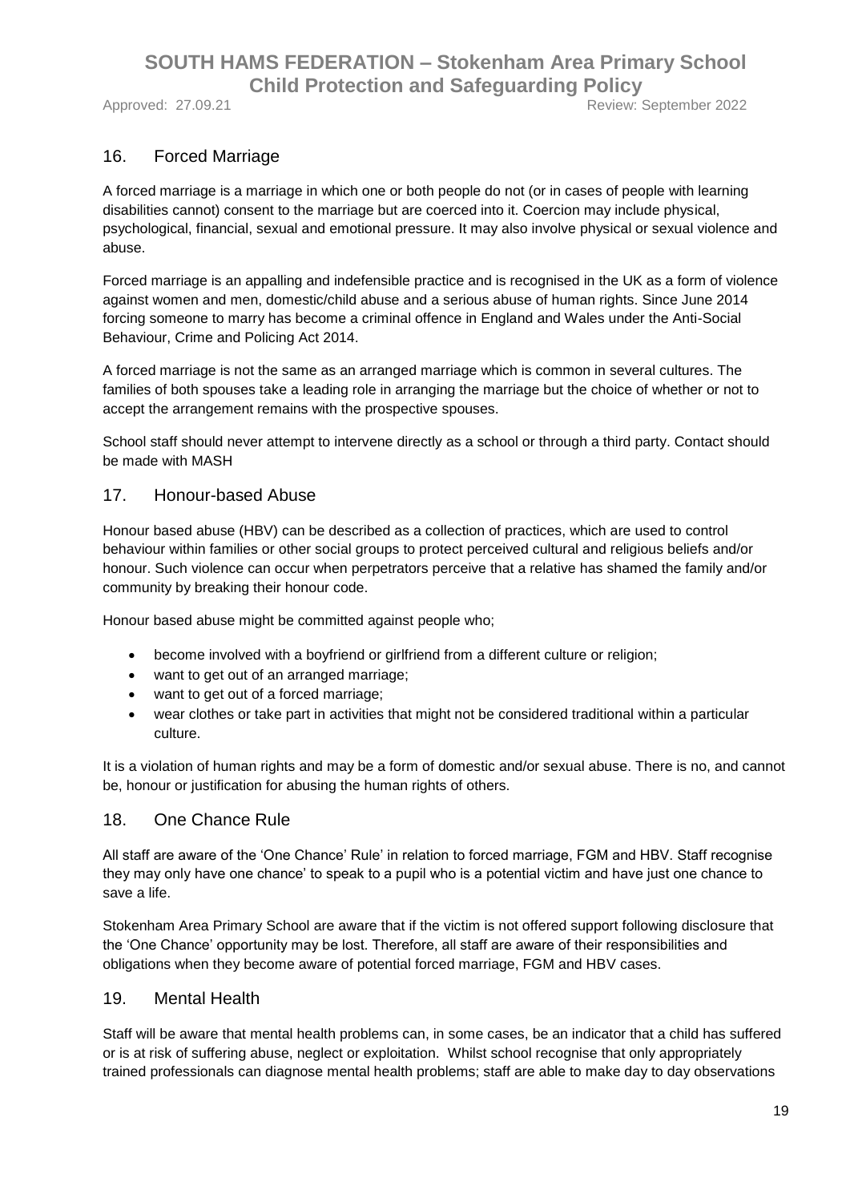## 16. Forced Marriage

A forced marriage is a marriage in which one or both people do not (or in cases of people with learning disabilities cannot) consent to the marriage but are coerced into it. Coercion may include physical, psychological, financial, sexual and emotional pressure. It may also involve physical or sexual violence and abuse.

Forced marriage is an appalling and indefensible practice and is recognised in the UK as a form of violence against women and men, domestic/child abuse and a serious abuse of human rights. Since June 2014 forcing someone to marry has become a criminal offence in England and Wales under the Anti-Social Behaviour, Crime and Policing Act 2014.

A forced marriage is not the same as an arranged marriage which is common in several cultures. The families of both spouses take a leading role in arranging the marriage but the choice of whether or not to accept the arrangement remains with the prospective spouses.

School staff should never attempt to intervene directly as a school or through a third party. Contact should be made with MASH

## 17. Honour-based Abuse

Honour based abuse (HBV) can be described as a collection of practices, which are used to control behaviour within families or other social groups to protect perceived cultural and religious beliefs and/or honour. Such violence can occur when perpetrators perceive that a relative has shamed the family and/or community by breaking their honour code.

Honour based abuse might be committed against people who;

- become involved with a boyfriend or girlfriend from a different culture or religion;
- want to get out of an arranged marriage;
- want to get out of a forced marriage;
- wear clothes or take part in activities that might not be considered traditional within a particular culture.

It is a violation of human rights and may be a form of domestic and/or sexual abuse. There is no, and cannot be, honour or justification for abusing the human rights of others.

## 18. One Chance Rule

All staff are aware of the 'One Chance' Rule' in relation to forced marriage, FGM and HBV. Staff recognise they may only have one chance' to speak to a pupil who is a potential victim and have just one chance to save a life.

Stokenham Area Primary School are aware that if the victim is not offered support following disclosure that the 'One Chance' opportunity may be lost. Therefore, all staff are aware of their responsibilities and obligations when they become aware of potential forced marriage, FGM and HBV cases.

## 19. Mental Health

Staff will be aware that mental health problems can, in some cases, be an indicator that a child has suffered or is at risk of suffering abuse, neglect or exploitation. Whilst school recognise that only appropriately trained professionals can diagnose mental health problems; staff are able to make day to day observations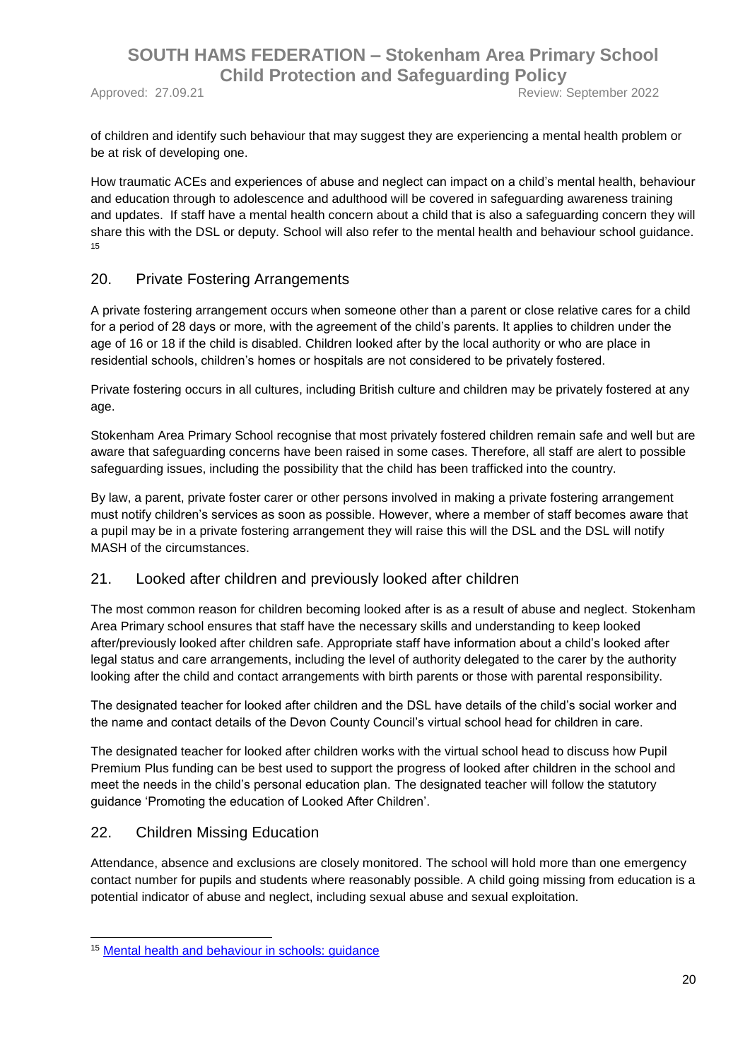of children and identify such behaviour that may suggest they are experiencing a mental health problem or be at risk of developing one.

How traumatic ACEs and experiences of abuse and neglect can impact on a child's mental health, behaviour and education through to adolescence and adulthood will be covered in safeguarding awareness training and updates. If staff have a mental health concern about a child that is also a safeguarding concern they will share this with the DSL or deputy. School will also refer to the mental health and behaviour school guidance. [15]

## 20. Private Fostering Arrangements

A private fostering arrangement occurs when someone other than a parent or close relative cares for a child for a period of 28 days or more, with the agreement of the child's parents. It applies to children under the age of 16 or 18 if the child is disabled. Children looked after by the local authority or who are place in residential schools, children's homes or hospitals are not considered to be privately fostered.

Private fostering occurs in all cultures, including British culture and children may be privately fostered at any age.

Stokenham Area Primary School recognise that most privately fostered children remain safe and well but are aware that safeguarding concerns have been raised in some cases. Therefore, all staff are alert to possible safeguarding issues, including the possibility that the child has been trafficked into the country.

By law, a parent, private foster carer or other persons involved in making a private fostering arrangement must notify children's services as soon as possible. However, where a member of staff becomes aware that a pupil may be in a private fostering arrangement they will raise this will the DSL and the DSL will notify MASH of the circumstances.

## 21. Looked after children and previously looked after children

The most common reason for children becoming looked after is as a result of abuse and neglect. Stokenham Area Primary school ensures that staff have the necessary skills and understanding to keep looked after/previously looked after children safe. Appropriate staff have information about a child's looked after legal status and care arrangements, including the level of authority delegated to the carer by the authority looking after the child and contact arrangements with birth parents or those with parental responsibility.

The designated teacher for looked after children and the DSL have details of the child's social worker and the name and contact details of the Devon County Council's virtual school head for children in care.

The designated teacher for looked after children works with the virtual school head to discuss how Pupil Premium Plus funding can be best used to support the progress of looked after children in the school and meet the needs in the child's personal education plan. The designated teacher will follow the statutory guidance 'Promoting the education of Looked After Children'.

## 22. Children Missing Education

Attendance, absence and exclusions are closely monitored. The school will hold more than one emergency contact number for pupils and students where reasonably possible. A child going missing from education is a potential indicator of abuse and neglect, including sexual abuse and sexual exploitation.

---

[15] Mental health and behaviour in schools: guidance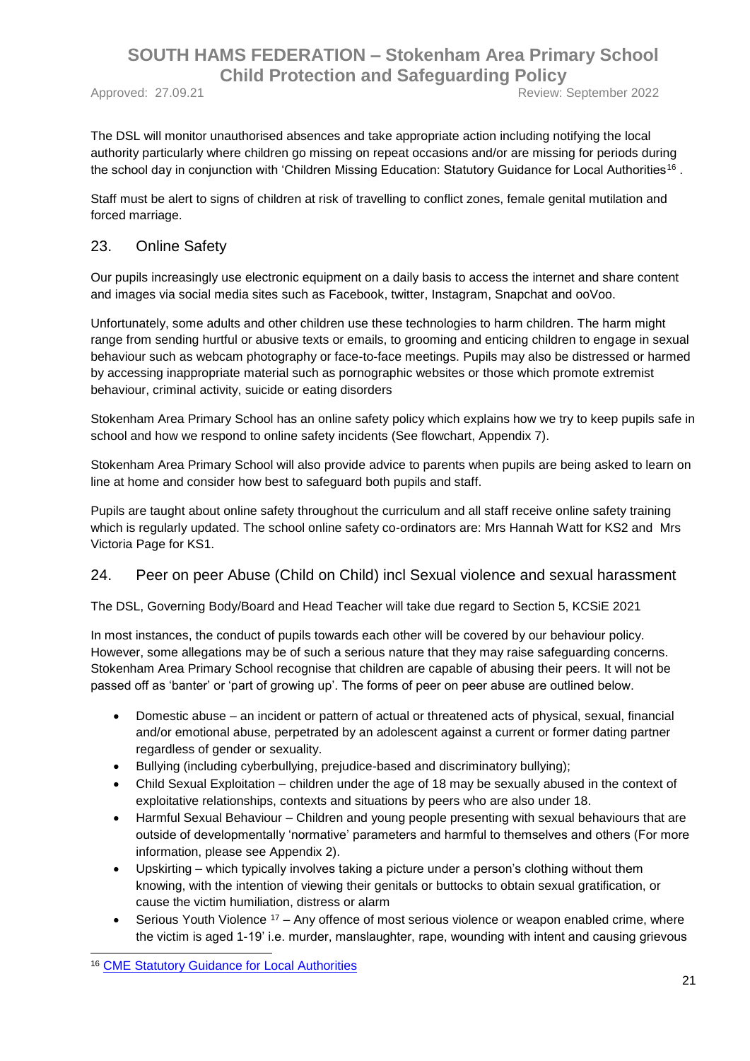The DSL will monitor unauthorised absences and take appropriate action including notifying the local authority particularly where children go missing on repeat occasions and/or are missing for periods during the school day in conjunction with 'Children Missing Education: Statutory Guidance for Local Authorities[16] .

Staff must be alert to signs of children at risk of travelling to conflict zones, female genital mutilation and forced marriage.

## 23. Online Safety

Our pupils increasingly use electronic equipment on a daily basis to access the internet and share content and images via social media sites such as Facebook, twitter, Instagram, Snapchat and ooVoo.

Unfortunately, some adults and other children use these technologies to harm children. The harm might range from sending hurtful or abusive texts or emails, to grooming and enticing children to engage in sexual behaviour such as webcam photography or face-to-face meetings. Pupils may also be distressed or harmed by accessing inappropriate material such as pornographic websites or those which promote extremist behaviour, criminal activity, suicide or eating disorders

Stokenham Area Primary School has an online safety policy which explains how we try to keep pupils safe in school and how we respond to online safety incidents (See flowchart, Appendix 7).

Stokenham Area Primary School will also provide advice to parents when pupils are being asked to learn on line at home and consider how best to safeguard both pupils and staff.

Pupils are taught about online safety throughout the curriculum and all staff receive online safety training which is regularly updated. The school online safety co-ordinators are: Mrs Hannah Watt for KS2 and Mrs Victoria Page for KS1.

## 24. Peer on peer Abuse (Child on Child) incl Sexual violence and sexual harassment

The DSL, Governing Body/Board and Head Teacher will take due regard to Section 5, KCSiE 2021

In most instances, the conduct of pupils towards each other will be covered by our behaviour policy. However, some allegations may be of such a serious nature that they may raise safeguarding concerns. Stokenham Area Primary School recognise that children are capable of abusing their peers. It will not be passed off as 'banter' or 'part of growing up'. The forms of peer on peer abuse are outlined below.

- Domestic abuse – an incident or pattern of actual or threatened acts of physical, sexual, financial and/or emotional abuse, perpetrated by an adolescent against a current or former dating partner regardless of gender or sexuality.
- Bullying (including cyberbullying, prejudice-based and discriminatory bullying);
- Child Sexual Exploitation – children under the age of 18 may be sexually abused in the context of exploitative relationships, contexts and situations by peers who are also under 18.
- Harmful Sexual Behaviour – Children and young people presenting with sexual behaviours that are outside of developmentally 'normative' parameters and harmful to themselves and others (For more information, please see Appendix 2).
- Upskirting – which typically involves taking a picture under a person's clothing without them knowing, with the intention of viewing their genitals or buttocks to obtain sexual gratification, or cause the victim humiliation, distress or alarm
- Serious Youth Violence [17] – Any offence of most serious violence or weapon enabled crime, where the victim is aged 1-19' i.e. murder, manslaughter, rape, wounding with intent and causing grievous

[16] CME Statutory Guidance for Local Authorities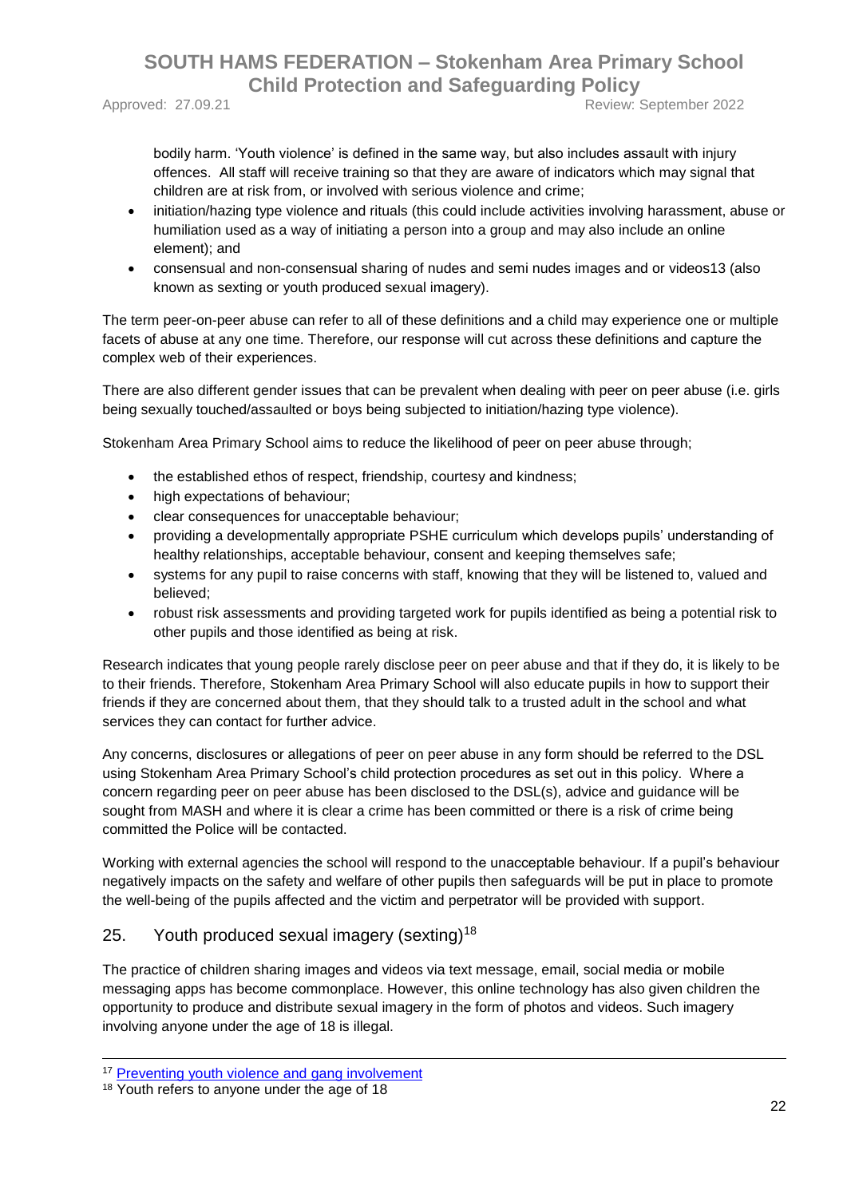bodily harm. 'Youth violence' is defined in the same way, but also includes assault with injury offences. All staff will receive training so that they are aware of indicators which may signal that children are at risk from, or involved with serious violence and crime;

- initiation/hazing type violence and rituals (this could include activities involving harassment, abuse or humiliation used as a way of initiating a person into a group and may also include an online element); and
- consensual and non-consensual sharing of nudes and semi nudes images and or videos13 (also known as sexting or youth produced sexual imagery).

The term peer-on-peer abuse can refer to all of these definitions and a child may experience one or multiple facets of abuse at any one time. Therefore, our response will cut across these definitions and capture the complex web of their experiences.

There are also different gender issues that can be prevalent when dealing with peer on peer abuse (i.e. girls being sexually touched/assaulted or boys being subjected to initiation/hazing type violence).

Stokenham Area Primary School aims to reduce the likelihood of peer on peer abuse through;

- the established ethos of respect, friendship, courtesy and kindness;
- high expectations of behaviour;
- clear consequences for unacceptable behaviour;
- providing a developmentally appropriate PSHE curriculum which develops pupils' understanding of healthy relationships, acceptable behaviour, consent and keeping themselves safe;
- systems for any pupil to raise concerns with staff, knowing that they will be listened to, valued and believed;
- robust risk assessments and providing targeted work for pupils identified as being a potential risk to other pupils and those identified as being at risk.

Research indicates that young people rarely disclose peer on peer abuse and that if they do, it is likely to be to their friends. Therefore, Stokenham Area Primary School will also educate pupils in how to support their friends if they are concerned about them, that they should talk to a trusted adult in the school and what services they can contact for further advice.

Any concerns, disclosures or allegations of peer on peer abuse in any form should be referred to the DSL using Stokenham Area Primary School's child protection procedures as set out in this policy. Where a concern regarding peer on peer abuse has been disclosed to the DSL(s), advice and guidance will be sought from MASH and where it is clear a crime has been committed or there is a risk of crime being committed the Police will be contacted.

Working with external agencies the school will respond to the unacceptable behaviour. If a pupil's behaviour negatively impacts on the safety and welfare of other pupils then safeguards will be put in place to promote the well-being of the pupils affected and the victim and perpetrator will be provided with support.

## 25. Youth produced sexual imagery (sexting)[18]

The practice of children sharing images and videos via text message, email, social media or mobile messaging apps has become commonplace. However, this online technology has also given children the opportunity to produce and distribute sexual imagery in the form of photos and videos. Such imagery involving anyone under the age of 18 is illegal.

---

[17] Preventing youth violence and gang involvement

[18] Youth refers to anyone under the age of 18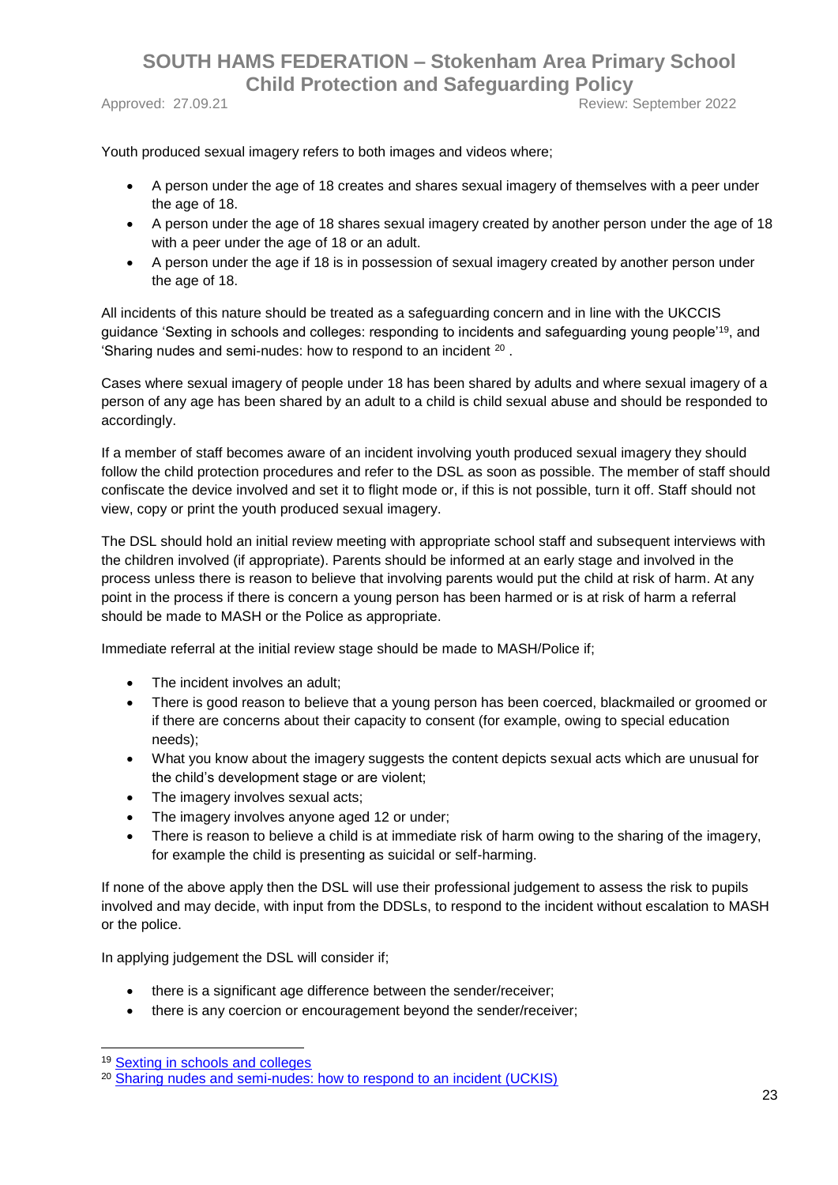Youth produced sexual imagery refers to both images and videos where;

- A person under the age of 18 creates and shares sexual imagery of themselves with a peer under the age of 18.
- A person under the age of 18 shares sexual imagery created by another person under the age of 18 with a peer under the age of 18 or an adult.
- A person under the age if 18 is in possession of sexual imagery created by another person under the age of 18.

All incidents of this nature should be treated as a safeguarding concern and in line with the UKCCIS guidance 'Sexting in schools and colleges: responding to incidents and safeguarding young people'[19], and 'Sharing nudes and semi-nudes: how to respond to an incident [20] .

Cases where sexual imagery of people under 18 has been shared by adults and where sexual imagery of a person of any age has been shared by an adult to a child is child sexual abuse and should be responded to accordingly.

If a member of staff becomes aware of an incident involving youth produced sexual imagery they should follow the child protection procedures and refer to the DSL as soon as possible. The member of staff should confiscate the device involved and set it to flight mode or, if this is not possible, turn it off. Staff should not view, copy or print the youth produced sexual imagery.

The DSL should hold an initial review meeting with appropriate school staff and subsequent interviews with the children involved (if appropriate). Parents should be informed at an early stage and involved in the process unless there is reason to believe that involving parents would put the child at risk of harm. At any point in the process if there is concern a young person has been harmed or is at risk of harm a referral should be made to MASH or the Police as appropriate.

Immediate referral at the initial review stage should be made to MASH/Police if;

- The incident involves an adult;
- There is good reason to believe that a young person has been coerced, blackmailed or groomed or if there are concerns about their capacity to consent (for example, owing to special education needs);
- What you know about the imagery suggests the content depicts sexual acts which are unusual for the child's development stage or are violent;
- The imagery involves sexual acts;
- The imagery involves anyone aged 12 or under;
- There is reason to believe a child is at immediate risk of harm owing to the sharing of the imagery, for example the child is presenting as suicidal or self-harming.

If none of the above apply then the DSL will use their professional judgement to assess the risk to pupils involved and may decide, with input from the DDSLs, to respond to the incident without escalation to MASH or the police.

In applying judgement the DSL will consider if;

- there is a significant age difference between the sender/receiver;
- there is any coercion or encouragement beyond the sender/receiver;

---

[19] Sexting in schools and colleges

[20] Sharing nudes and semi-nudes: how to respond to an incident (UCKIS)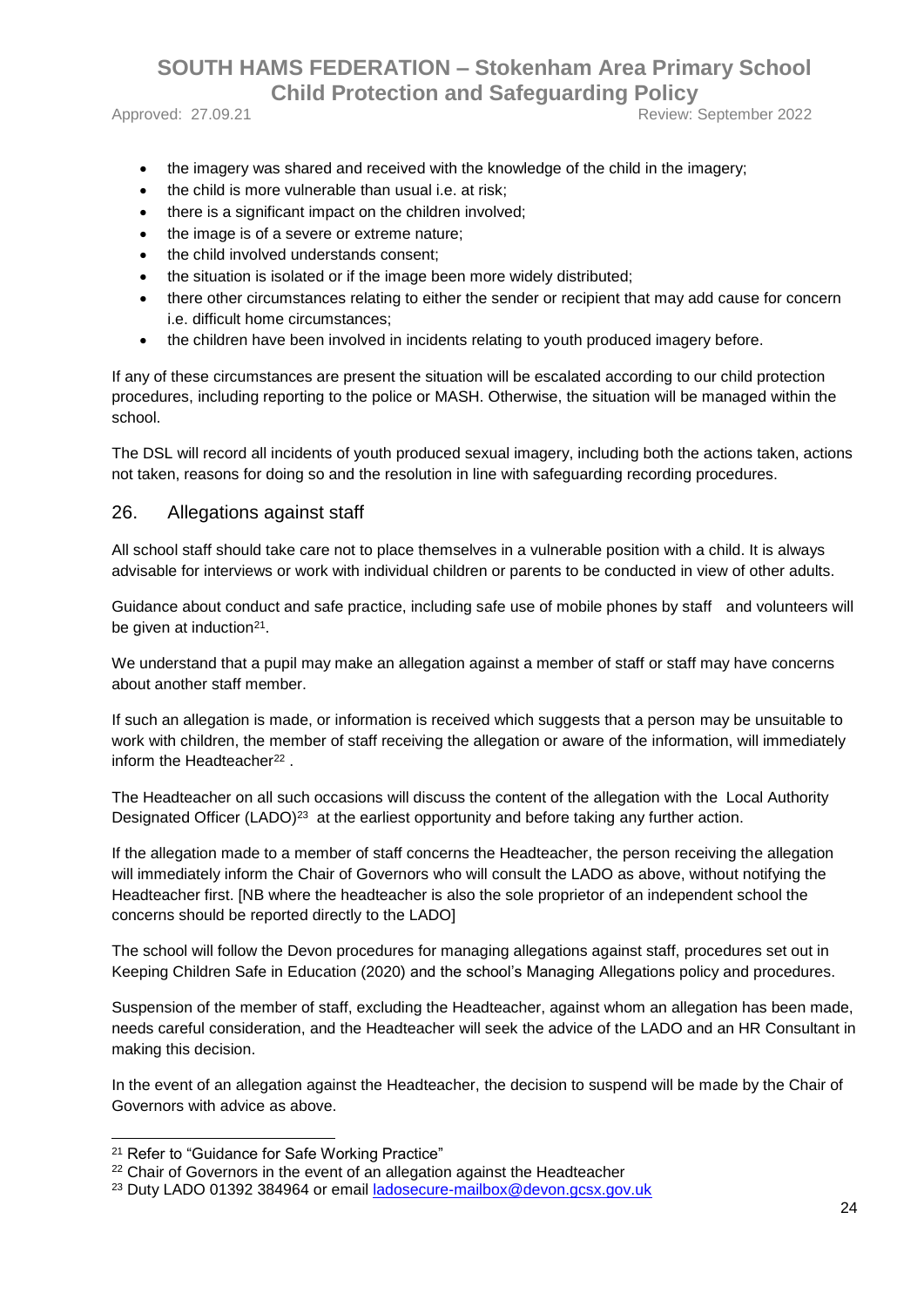- the imagery was shared and received with the knowledge of the child in the imagery;
- the child is more vulnerable than usual i.e. at risk;
- there is a significant impact on the children involved;
- the image is of a severe or extreme nature;
- the child involved understands consent;
- the situation is isolated or if the image been more widely distributed;
- there other circumstances relating to either the sender or recipient that may add cause for concern i.e. difficult home circumstances;
- the children have been involved in incidents relating to youth produced imagery before.

If any of these circumstances are present the situation will be escalated according to our child protection procedures, including reporting to the police or MASH. Otherwise, the situation will be managed within the school.

The DSL will record all incidents of youth produced sexual imagery, including both the actions taken, actions not taken, reasons for doing so and the resolution in line with safeguarding recording procedures.

## 26. Allegations against staff

All school staff should take care not to place themselves in a vulnerable position with a child. It is always advisable for interviews or work with individual children or parents to be conducted in view of other adults.

Guidance about conduct and safe practice, including safe use of mobile phones by staff and volunteers will be given at induction[21].

We understand that a pupil may make an allegation against a member of staff or staff may have concerns about another staff member.

If such an allegation is made, or information is received which suggests that a person may be unsuitable to work with children, the member of staff receiving the allegation or aware of the information, will immediately inform the Headteacher[22] .

The Headteacher on all such occasions will discuss the content of the allegation with the Local Authority Designated Officer (LADO)[23] at the earliest opportunity and before taking any further action.

If the allegation made to a member of staff concerns the Headteacher, the person receiving the allegation will immediately inform the Chair of Governors who will consult the LADO as above, without notifying the Headteacher first. [NB where the headteacher is also the sole proprietor of an independent school the concerns should be reported directly to the LADO]

The school will follow the Devon procedures for managing allegations against staff, procedures set out in Keeping Children Safe in Education (2020) and the school's Managing Allegations policy and procedures.

Suspension of the member of staff, excluding the Headteacher, against whom an allegation has been made, needs careful consideration, and the Headteacher will seek the advice of the LADO and an HR Consultant in making this decision.

In the event of an allegation against the Headteacher, the decision to suspend will be made by the Chair of Governors with advice as above.

---

[21] Refer to "Guidance for Safe Working Practice"

[22] Chair of Governors in the event of an allegation against the Headteacher

[23] Duty LADO 01392 384964 or email ladosecure-mailbox@devon.gcsx.gov.uk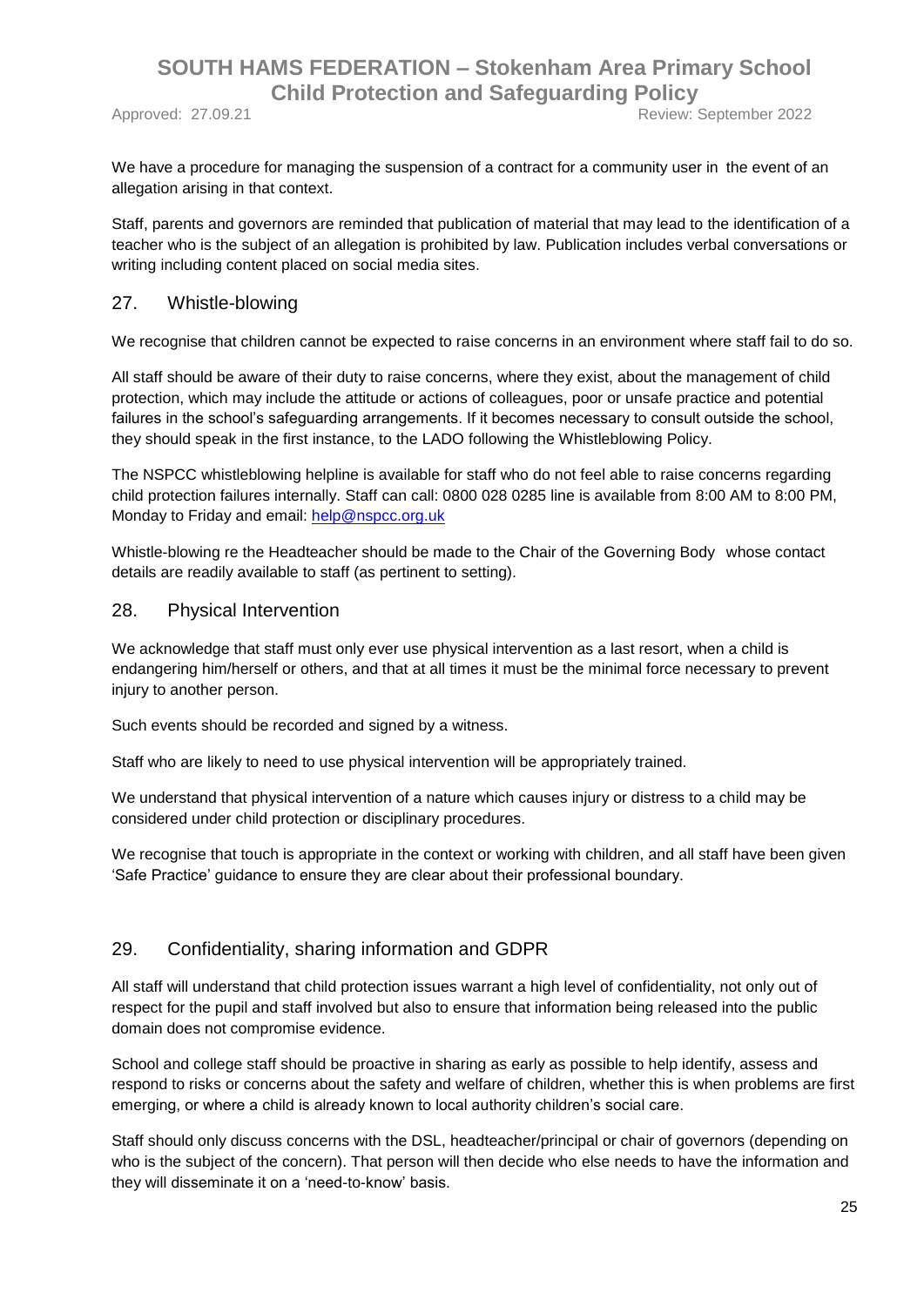We have a procedure for managing the suspension of a contract for a community user in the event of an allegation arising in that context.

Staff, parents and governors are reminded that publication of material that may lead to the identification of a teacher who is the subject of an allegation is prohibited by law. Publication includes verbal conversations or writing including content placed on social media sites.

## 27. Whistle-blowing

We recognise that children cannot be expected to raise concerns in an environment where staff fail to do so.

All staff should be aware of their duty to raise concerns, where they exist, about the management of child protection, which may include the attitude or actions of colleagues, poor or unsafe practice and potential failures in the school's safeguarding arrangements. If it becomes necessary to consult outside the school, they should speak in the first instance, to the LADO following the Whistleblowing Policy.

The NSPCC whistleblowing helpline is available for staff who do not feel able to raise concerns regarding child protection failures internally. Staff can call: 0800 028 0285 line is available from 8:00 AM to 8:00 PM, Monday to Friday and email: help@nspcc.org.uk

Whistle-blowing re the Headteacher should be made to the Chair of the Governing Body whose contact details are readily available to staff (as pertinent to setting).

## 28. Physical Intervention

We acknowledge that staff must only ever use physical intervention as a last resort, when a child is endangering him/herself or others, and that at all times it must be the minimal force necessary to prevent injury to another person.

Such events should be recorded and signed by a witness.

Staff who are likely to need to use physical intervention will be appropriately trained.

We understand that physical intervention of a nature which causes injury or distress to a child may be considered under child protection or disciplinary procedures.

We recognise that touch is appropriate in the context or working with children, and all staff have been given 'Safe Practice' guidance to ensure they are clear about their professional boundary.

## 29. Confidentiality, sharing information and GDPR

All staff will understand that child protection issues warrant a high level of confidentiality, not only out of respect for the pupil and staff involved but also to ensure that information being released into the public domain does not compromise evidence.

School and college staff should be proactive in sharing as early as possible to help identify, assess and respond to risks or concerns about the safety and welfare of children, whether this is when problems are first emerging, or where a child is already known to local authority children's social care.

Staff should only discuss concerns with the DSL, headteacher/principal or chair of governors (depending on who is the subject of the concern). That person will then decide who else needs to have the information and they will disseminate it on a 'need-to-know' basis.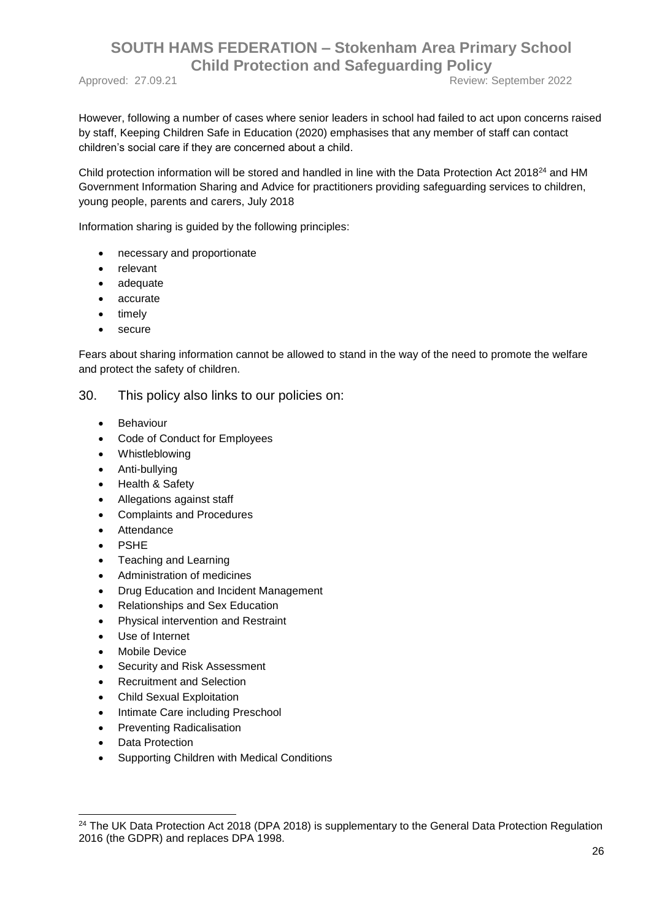However, following a number of cases where senior leaders in school had failed to act upon concerns raised by staff, Keeping Children Safe in Education (2020) emphasises that any member of staff can contact children's social care if they are concerned about a child.

Child protection information will be stored and handled in line with the Data Protection Act 2018[24] and HM Government Information Sharing and Advice for practitioners providing safeguarding services to children, young people, parents and carers, July 2018

Information sharing is guided by the following principles:

- necessary and proportionate
- relevant
- adequate
- accurate
- timely
- secure

Fears about sharing information cannot be allowed to stand in the way of the need to promote the welfare and protect the safety of children.

## 30. This policy also links to our policies on:

- Behaviour
- Code of Conduct for Employees
- Whistleblowing
- Anti-bullying
- Health & Safety
- Allegations against staff
- Complaints and Procedures
- Attendance
- PSHE
- Teaching and Learning
- Administration of medicines
- Drug Education and Incident Management
- Relationships and Sex Education
- Physical intervention and Restraint
- Use of Internet
- Mobile Device
- Security and Risk Assessment
- Recruitment and Selection
- Child Sexual Exploitation
- Intimate Care including Preschool
- Preventing Radicalisation
- Data Protection
- Supporting Children with Medical Conditions

---

[24] The UK Data Protection Act 2018 (DPA 2018) is supplementary to the General Data Protection Regulation 2016 (the GDPR) and replaces DPA 1998.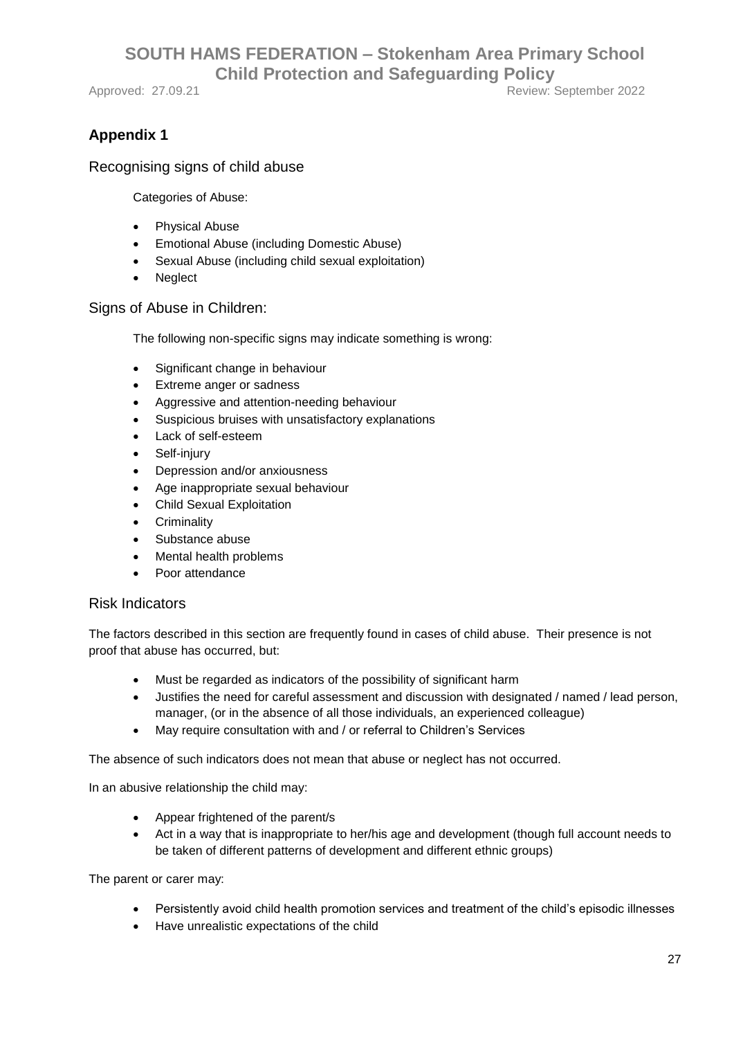## Appendix 1

### Recognising signs of child abuse

Categories of Abuse:

- Physical Abuse
- Emotional Abuse (including Domestic Abuse)
- Sexual Abuse (including child sexual exploitation)
- Neglect

### Signs of Abuse in Children:

The following non-specific signs may indicate something is wrong:

- Significant change in behaviour
- Extreme anger or sadness
- Aggressive and attention-needing behaviour
- Suspicious bruises with unsatisfactory explanations
- Lack of self-esteem
- Self-injury
- Depression and/or anxiousness
- Age inappropriate sexual behaviour
- Child Sexual Exploitation
- Criminality
- Substance abuse
- Mental health problems
- Poor attendance

### Risk Indicators

The factors described in this section are frequently found in cases of child abuse. Their presence is not proof that abuse has occurred, but:

- Must be regarded as indicators of the possibility of significant harm
- Justifies the need for careful assessment and discussion with designated / named / lead person, manager, (or in the absence of all those individuals, an experienced colleague)
- May require consultation with and / or referral to Children's Services

The absence of such indicators does not mean that abuse or neglect has not occurred.

In an abusive relationship the child may:

- Appear frightened of the parent/s
- Act in a way that is inappropriate to her/his age and development (though full account needs to be taken of different patterns of development and different ethnic groups)

The parent or carer may:

- Persistently avoid child health promotion services and treatment of the child's episodic illnesses
- Have unrealistic expectations of the child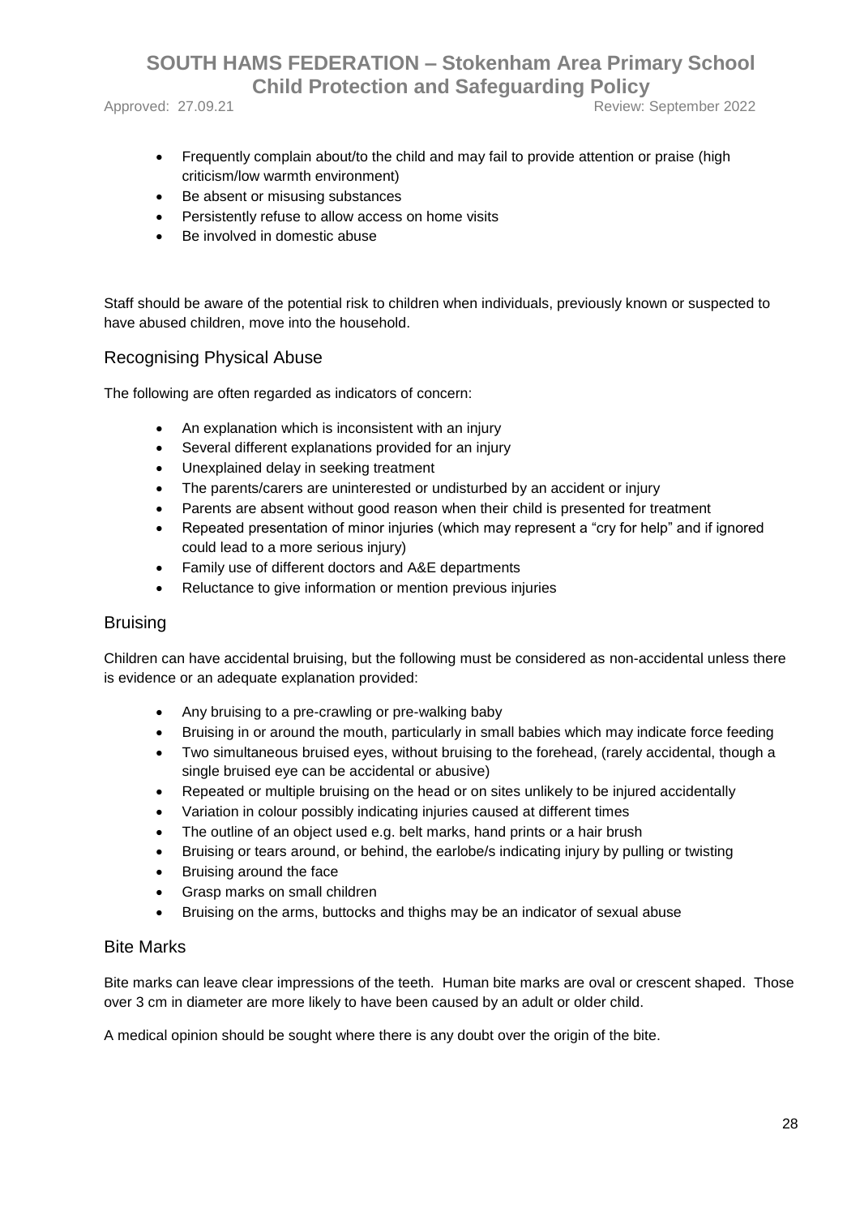- Frequently complain about/to the child and may fail to provide attention or praise (high criticism/low warmth environment)
- Be absent or misusing substances
- Persistently refuse to allow access on home visits
- Be involved in domestic abuse

Staff should be aware of the potential risk to children when individuals, previously known or suspected to have abused children, move into the household.

## Recognising Physical Abuse

The following are often regarded as indicators of concern:

- An explanation which is inconsistent with an injury
- Several different explanations provided for an injury
- Unexplained delay in seeking treatment
- The parents/carers are uninterested or undisturbed by an accident or injury
- Parents are absent without good reason when their child is presented for treatment
- Repeated presentation of minor injuries (which may represent a "cry for help" and if ignored could lead to a more serious injury)
- Family use of different doctors and A&E departments
- Reluctance to give information or mention previous injuries

## Bruising

Children can have accidental bruising, but the following must be considered as non-accidental unless there is evidence or an adequate explanation provided:

- Any bruising to a pre-crawling or pre-walking baby
- Bruising in or around the mouth, particularly in small babies which may indicate force feeding
- Two simultaneous bruised eyes, without bruising to the forehead, (rarely accidental, though a single bruised eye can be accidental or abusive)
- Repeated or multiple bruising on the head or on sites unlikely to be injured accidentally
- Variation in colour possibly indicating injuries caused at different times
- The outline of an object used e.g. belt marks, hand prints or a hair brush
- Bruising or tears around, or behind, the earlobe/s indicating injury by pulling or twisting
- Bruising around the face
- Grasp marks on small children
- Bruising on the arms, buttocks and thighs may be an indicator of sexual abuse

## Bite Marks

Bite marks can leave clear impressions of the teeth. Human bite marks are oval or crescent shaped. Those over 3 cm in diameter are more likely to have been caused by an adult or older child.

A medical opinion should be sought where there is any doubt over the origin of the bite.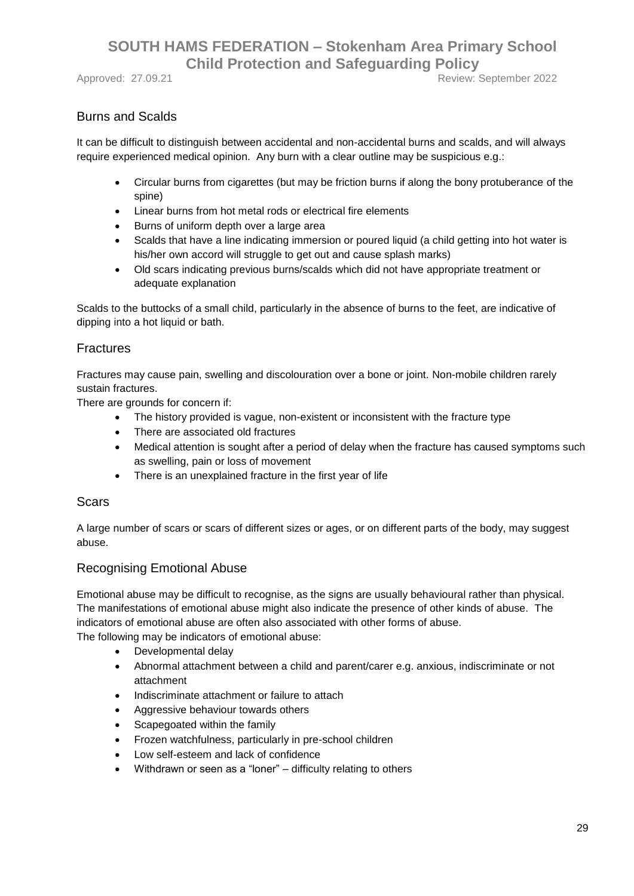## Burns and Scalds

It can be difficult to distinguish between accidental and non-accidental burns and scalds, and will always require experienced medical opinion. Any burn with a clear outline may be suspicious e.g.:

- Circular burns from cigarettes (but may be friction burns if along the bony protuberance of the spine)
- Linear burns from hot metal rods or electrical fire elements
- Burns of uniform depth over a large area
- Scalds that have a line indicating immersion or poured liquid (a child getting into hot water is his/her own accord will struggle to get out and cause splash marks)
- Old scars indicating previous burns/scalds which did not have appropriate treatment or adequate explanation

Scalds to the buttocks of a small child, particularly in the absence of burns to the feet, are indicative of dipping into a hot liquid or bath.

## Fractures

Fractures may cause pain, swelling and discolouration over a bone or joint. Non-mobile children rarely sustain fractures.

There are grounds for concern if:

- The history provided is vague, non-existent or inconsistent with the fracture type
- There are associated old fractures
- Medical attention is sought after a period of delay when the fracture has caused symptoms such as swelling, pain or loss of movement
- There is an unexplained fracture in the first year of life

## Scars

A large number of scars or scars of different sizes or ages, or on different parts of the body, may suggest abuse.

## Recognising Emotional Abuse

Emotional abuse may be difficult to recognise, as the signs are usually behavioural rather than physical. The manifestations of emotional abuse might also indicate the presence of other kinds of abuse. The indicators of emotional abuse are often also associated with other forms of abuse.

The following may be indicators of emotional abuse:

- Developmental delay
- Abnormal attachment between a child and parent/carer e.g. anxious, indiscriminate or not attachment
- Indiscriminate attachment or failure to attach
- Aggressive behaviour towards others
- Scapegoated within the family
- Frozen watchfulness, particularly in pre-school children
- Low self-esteem and lack of confidence
- Withdrawn or seen as a "loner" – difficulty relating to others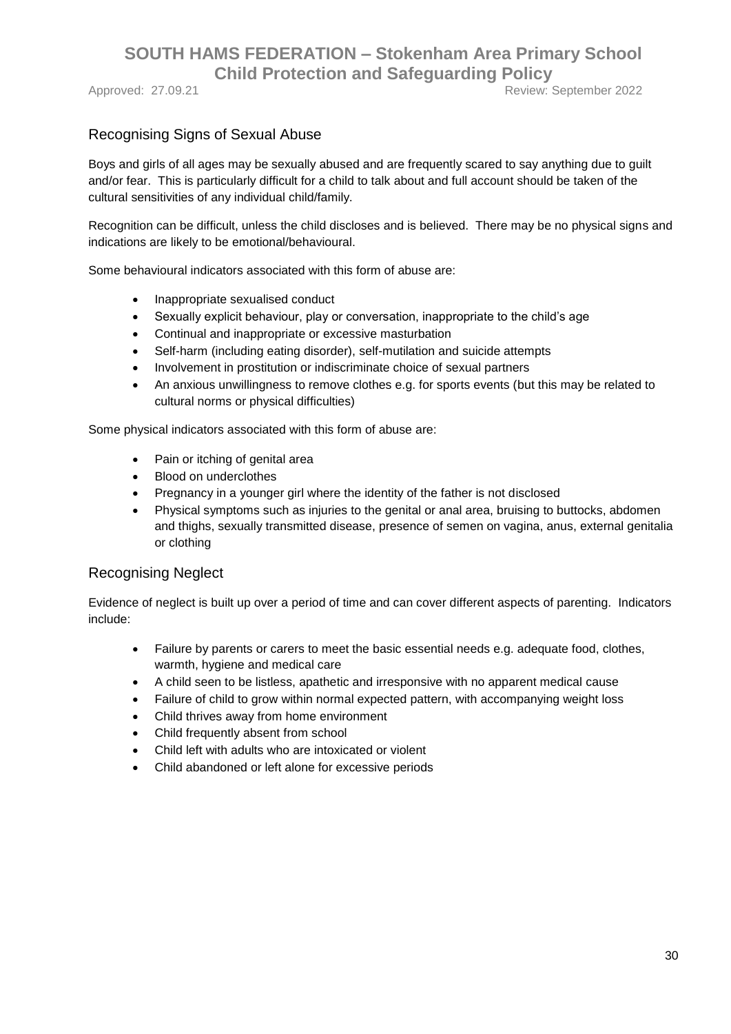## Recognising Signs of Sexual Abuse

Boys and girls of all ages may be sexually abused and are frequently scared to say anything due to guilt and/or fear. This is particularly difficult for a child to talk about and full account should be taken of the cultural sensitivities of any individual child/family.

Recognition can be difficult, unless the child discloses and is believed. There may be no physical signs and indications are likely to be emotional/behavioural.

Some behavioural indicators associated with this form of abuse are:

- Inappropriate sexualised conduct
- Sexually explicit behaviour, play or conversation, inappropriate to the child's age
- Continual and inappropriate or excessive masturbation
- Self-harm (including eating disorder), self-mutilation and suicide attempts
- Involvement in prostitution or indiscriminate choice of sexual partners
- An anxious unwillingness to remove clothes e.g. for sports events (but this may be related to cultural norms or physical difficulties)

Some physical indicators associated with this form of abuse are:

- Pain or itching of genital area
- Blood on underclothes
- Pregnancy in a younger girl where the identity of the father is not disclosed
- Physical symptoms such as injuries to the genital or anal area, bruising to buttocks, abdomen and thighs, sexually transmitted disease, presence of semen on vagina, anus, external genitalia or clothing

## Recognising Neglect

Evidence of neglect is built up over a period of time and can cover different aspects of parenting. Indicators include:

- Failure by parents or carers to meet the basic essential needs e.g. adequate food, clothes, warmth, hygiene and medical care
- A child seen to be listless, apathetic and irresponsive with no apparent medical cause
- Failure of child to grow within normal expected pattern, with accompanying weight loss
- Child thrives away from home environment
- Child frequently absent from school
- Child left with adults who are intoxicated or violent
- Child abandoned or left alone for excessive periods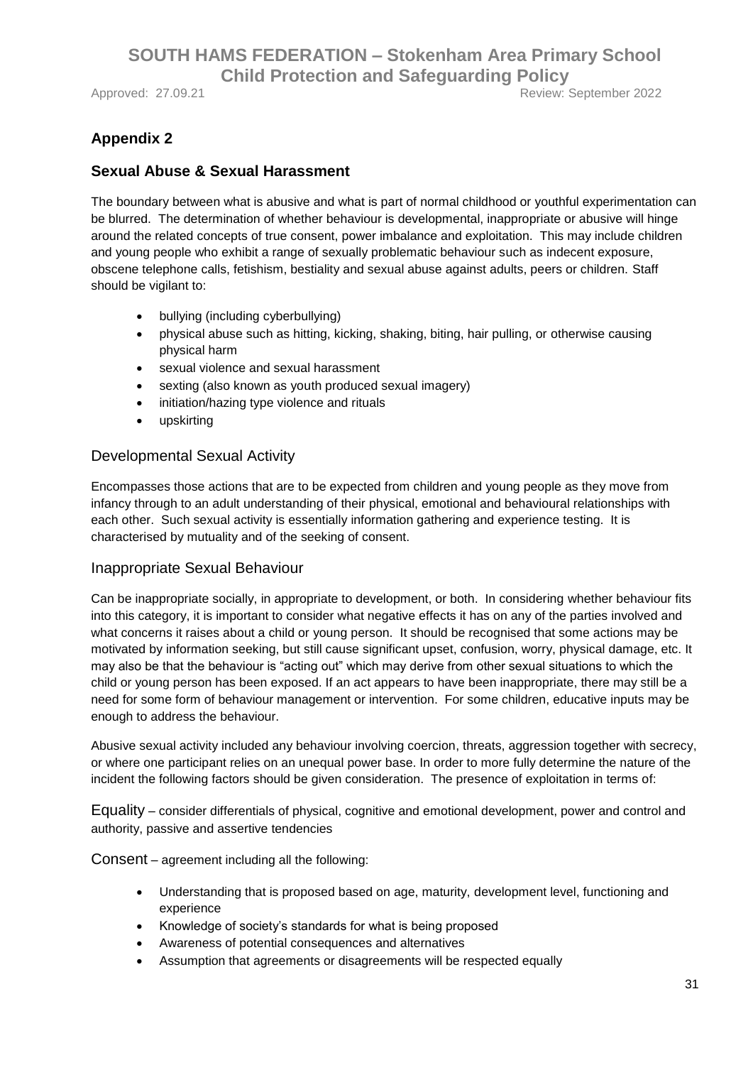## Appendix 2

### Sexual Abuse & Sexual Harassment

The boundary between what is abusive and what is part of normal childhood or youthful experimentation can be blurred. The determination of whether behaviour is developmental, inappropriate or abusive will hinge around the related concepts of true consent, power imbalance and exploitation. This may include children and young people who exhibit a range of sexually problematic behaviour such as indecent exposure, obscene telephone calls, fetishism, bestiality and sexual abuse against adults, peers or children. Staff should be vigilant to:

- bullying (including cyberbullying)
- physical abuse such as hitting, kicking, shaking, biting, hair pulling, or otherwise causing physical harm
- sexual violence and sexual harassment
- sexting (also known as youth produced sexual imagery)
- initiation/hazing type violence and rituals
- upskirting

#### Developmental Sexual Activity

Encompasses those actions that are to be expected from children and young people as they move from infancy through to an adult understanding of their physical, emotional and behavioural relationships with each other. Such sexual activity is essentially information gathering and experience testing. It is characterised by mutuality and of the seeking of consent.

#### Inappropriate Sexual Behaviour

Can be inappropriate socially, in appropriate to development, or both. In considering whether behaviour fits into this category, it is important to consider what negative effects it has on any of the parties involved and what concerns it raises about a child or young person. It should be recognised that some actions may be motivated by information seeking, but still cause significant upset, confusion, worry, physical damage, etc. It may also be that the behaviour is "acting out" which may derive from other sexual situations to which the child or young person has been exposed. If an act appears to have been inappropriate, there may still be a need for some form of behaviour management or intervention. For some children, educative inputs may be enough to address the behaviour.

Abusive sexual activity included any behaviour involving coercion, threats, aggression together with secrecy, or where one participant relies on an unequal power base. In order to more fully determine the nature of the incident the following factors should be given consideration. The presence of exploitation in terms of:

Equality – consider differentials of physical, cognitive and emotional development, power and control and authority, passive and assertive tendencies

Consent – agreement including all the following:

- Understanding that is proposed based on age, maturity, development level, functioning and experience
- Knowledge of society's standards for what is being proposed
- Awareness of potential consequences and alternatives
- Assumption that agreements or disagreements will be respected equally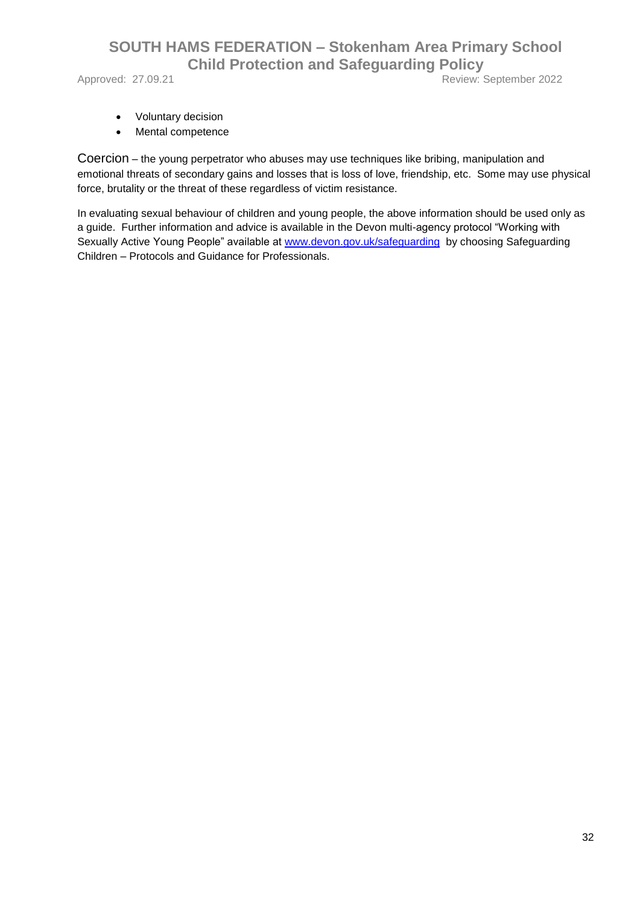- Voluntary decision
- Mental competence

Coercion – the young perpetrator who abuses may use techniques like bribing, manipulation and emotional threats of secondary gains and losses that is loss of love, friendship, etc. Some may use physical force, brutality or the threat of these regardless of victim resistance.

In evaluating sexual behaviour of children and young people, the above information should be used only as a guide. Further information and advice is available in the Devon multi-agency protocol "Working with Sexually Active Young People" available at [www.devon.gov.uk/safeguarding](http://www.devon.gov.uk/safeguarding) by choosing Safeguarding Children – Protocols and Guidance for Professionals.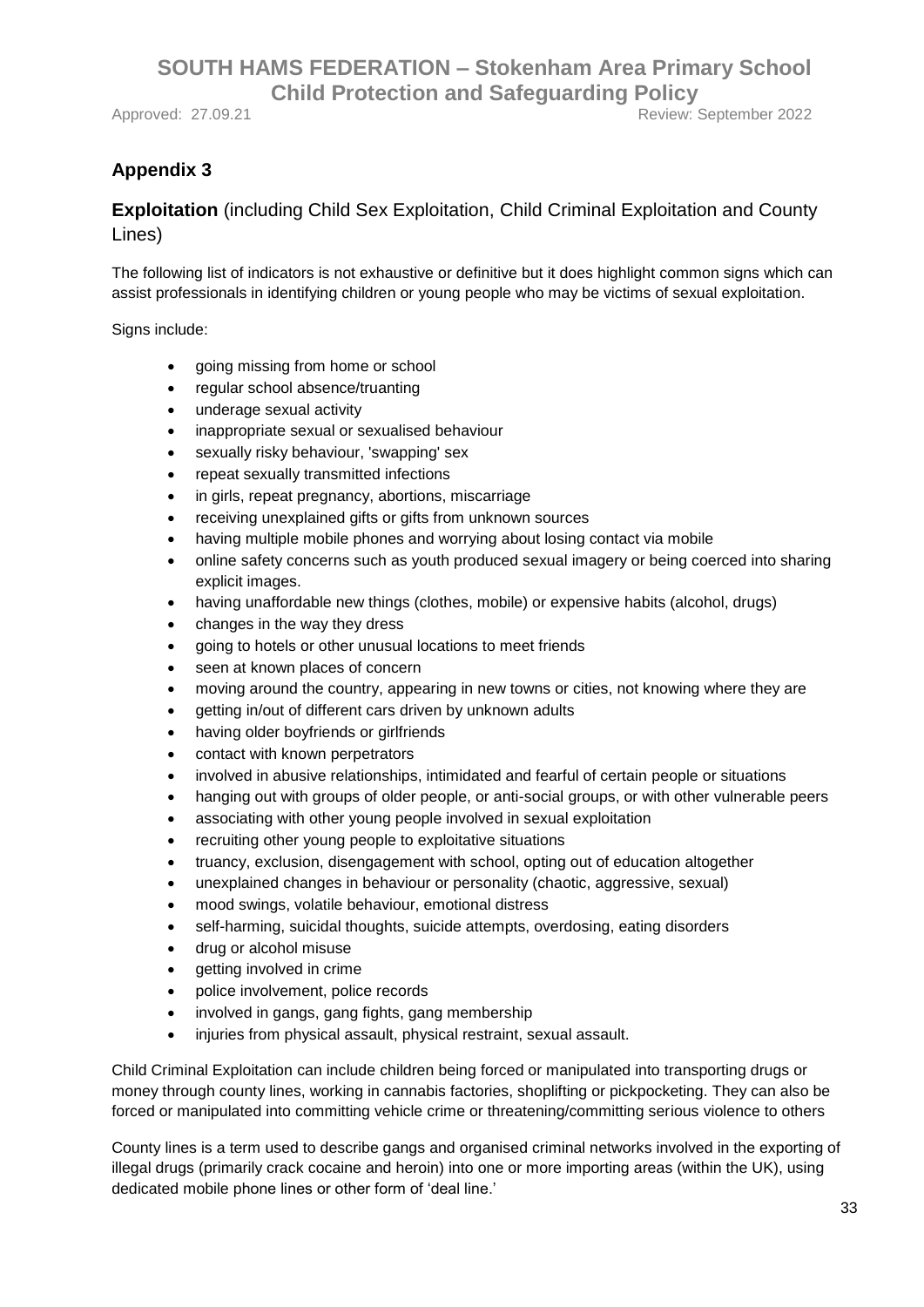## Appendix 3

**Exploitation** (including Child Sex Exploitation, Child Criminal Exploitation and County Lines)

The following list of indicators is not exhaustive or definitive but it does highlight common signs which can assist professionals in identifying children or young people who may be victims of sexual exploitation.

Signs include:

- going missing from home or school
- regular school absence/truanting
- underage sexual activity
- inappropriate sexual or sexualised behaviour
- sexually risky behaviour, 'swapping' sex
- repeat sexually transmitted infections
- in girls, repeat pregnancy, abortions, miscarriage
- receiving unexplained gifts or gifts from unknown sources
- having multiple mobile phones and worrying about losing contact via mobile
- online safety concerns such as youth produced sexual imagery or being coerced into sharing explicit images.
- having unaffordable new things (clothes, mobile) or expensive habits (alcohol, drugs)
- changes in the way they dress
- going to hotels or other unusual locations to meet friends
- seen at known places of concern
- moving around the country, appearing in new towns or cities, not knowing where they are
- getting in/out of different cars driven by unknown adults
- having older boyfriends or girlfriends
- contact with known perpetrators
- involved in abusive relationships, intimidated and fearful of certain people or situations
- hanging out with groups of older people, or anti-social groups, or with other vulnerable peers
- associating with other young people involved in sexual exploitation
- recruiting other young people to exploitative situations
- truancy, exclusion, disengagement with school, opting out of education altogether
- unexplained changes in behaviour or personality (chaotic, aggressive, sexual)
- mood swings, volatile behaviour, emotional distress
- self-harming, suicidal thoughts, suicide attempts, overdosing, eating disorders
- drug or alcohol misuse
- getting involved in crime
- police involvement, police records
- involved in gangs, gang fights, gang membership
- injuries from physical assault, physical restraint, sexual assault.

Child Criminal Exploitation can include children being forced or manipulated into transporting drugs or money through county lines, working in cannabis factories, shoplifting or pickpocketing. They can also be forced or manipulated into committing vehicle crime or threatening/committing serious violence to others

County lines is a term used to describe gangs and organised criminal networks involved in the exporting of illegal drugs (primarily crack cocaine and heroin) into one or more importing areas (within the UK), using dedicated mobile phone lines or other form of 'deal line.'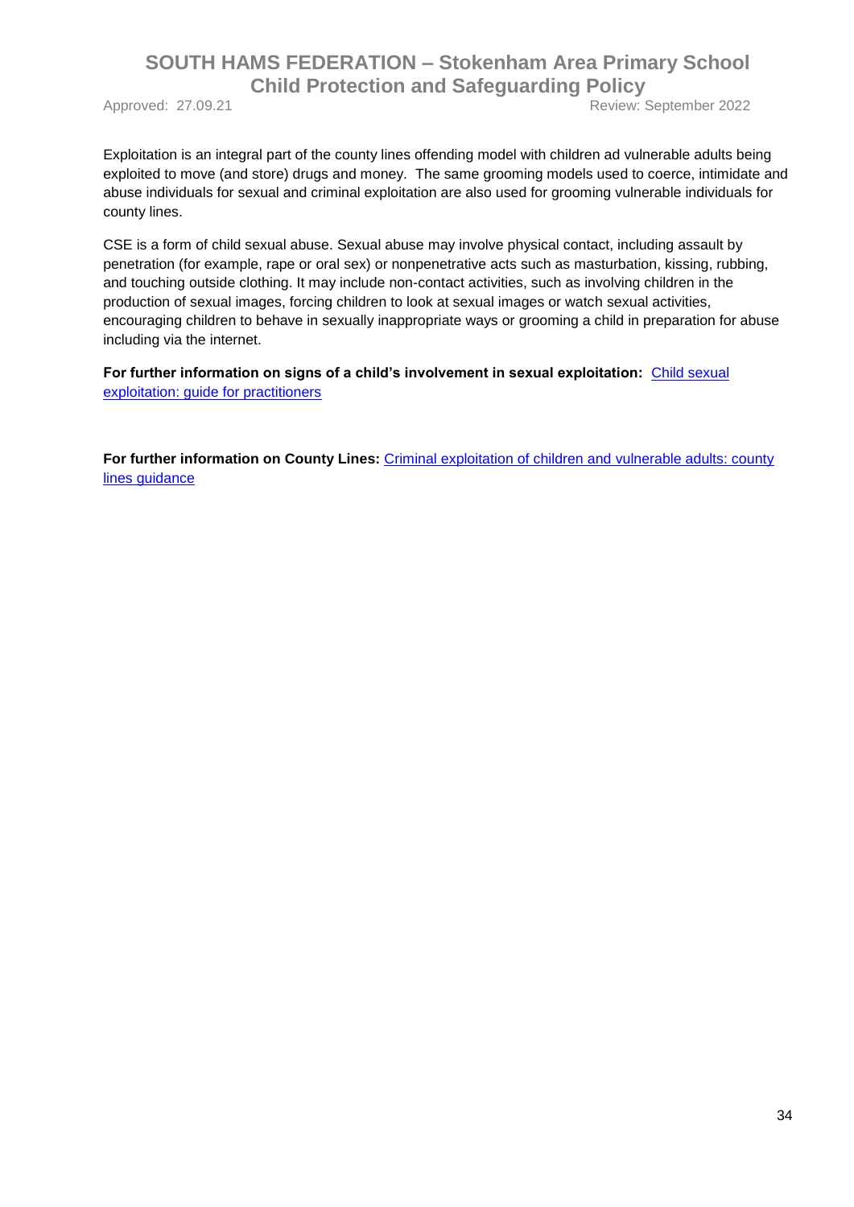Exploitation is an integral part of the county lines offending model with children ad vulnerable adults being exploited to move (and store) drugs and money. The same grooming models used to coerce, intimidate and abuse individuals for sexual and criminal exploitation are also used for grooming vulnerable individuals for county lines.

CSE is a form of child sexual abuse. Sexual abuse may involve physical contact, including assault by penetration (for example, rape or oral sex) or nonpenetrative acts such as masturbation, kissing, rubbing, and touching outside clothing. It may include non-contact activities, such as involving children in the production of sexual images, forcing children to look at sexual images or watch sexual activities, encouraging children to behave in sexually inappropriate ways or grooming a child in preparation for abuse including via the internet.

**For further information on signs of a child's involvement in sexual exploitation:** Child sexual exploitation: guide for practitioners

**For further information on County Lines:** Criminal exploitation of children and vulnerable adults: county lines guidance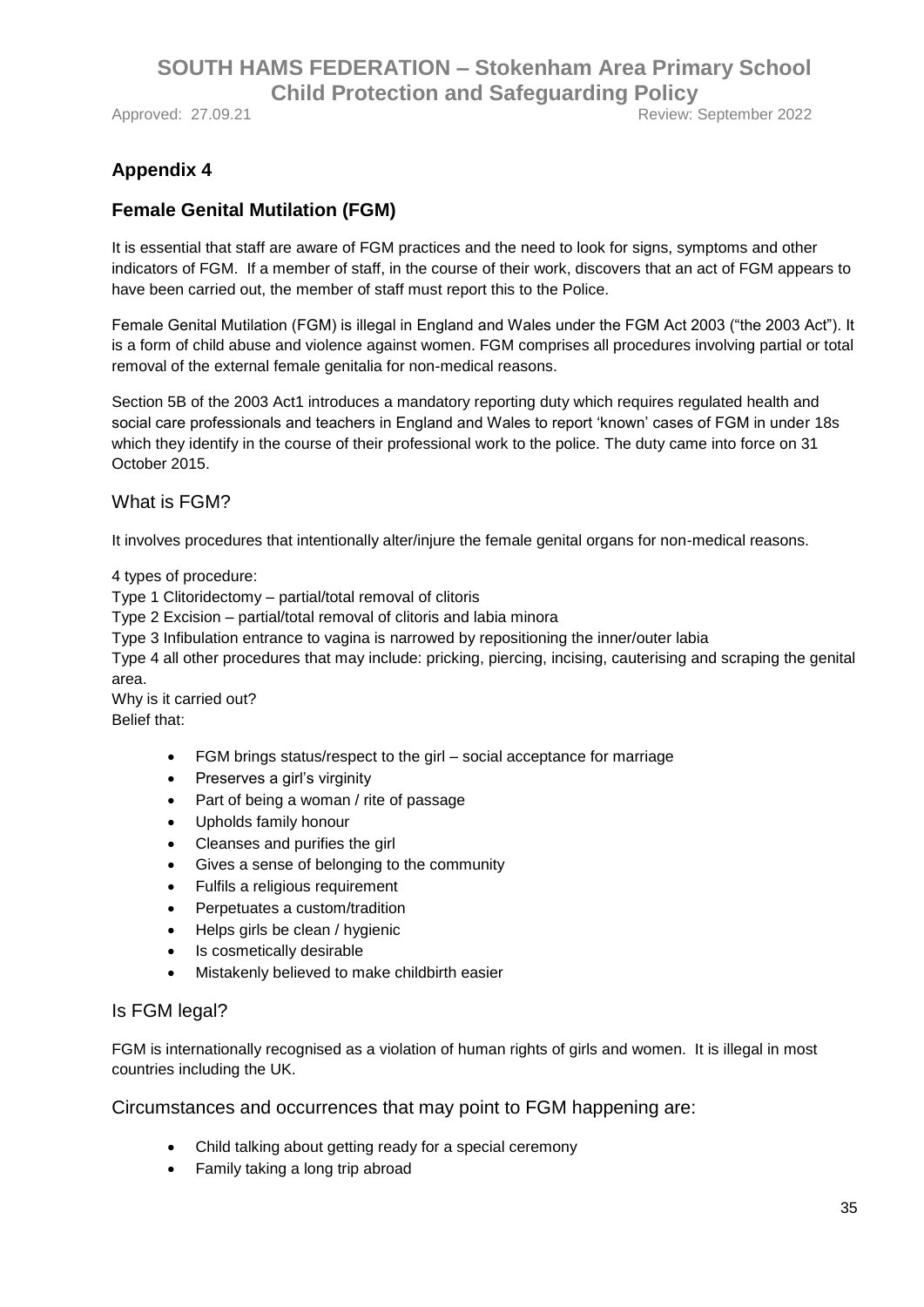## Appendix 4

## Female Genital Mutilation (FGM)

It is essential that staff are aware of FGM practices and the need to look for signs, symptoms and other indicators of FGM. If a member of staff, in the course of their work, discovers that an act of FGM appears to have been carried out, the member of staff must report this to the Police.

Female Genital Mutilation (FGM) is illegal in England and Wales under the FGM Act 2003 ("the 2003 Act"). It is a form of child abuse and violence against women. FGM comprises all procedures involving partial or total removal of the external female genitalia for non-medical reasons.

Section 5B of the 2003 Act1 introduces a mandatory reporting duty which requires regulated health and social care professionals and teachers in England and Wales to report 'known' cases of FGM in under 18s which they identify in the course of their professional work to the police. The duty came into force on 31 October 2015.

### What is FGM?

It involves procedures that intentionally alter/injure the female genital organs for non-medical reasons.

4 types of procedure:
Type 1 Clitoridectomy – partial/total removal of clitoris
Type 2 Excision – partial/total removal of clitoris and labia minora
Type 3 Infibulation entrance to vagina is narrowed by repositioning the inner/outer labia
Type 4 all other procedures that may include: pricking, piercing, incising, cauterising and scraping the genital area.
Why is it carried out?
Belief that:

- FGM brings status/respect to the girl – social acceptance for marriage
- Preserves a girl's virginity
- Part of being a woman / rite of passage
- Upholds family honour
- Cleanses and purifies the girl
- Gives a sense of belonging to the community
- Fulfils a religious requirement
- Perpetuates a custom/tradition
- Helps girls be clean / hygienic
- Is cosmetically desirable
- Mistakenly believed to make childbirth easier

### Is FGM legal?

FGM is internationally recognised as a violation of human rights of girls and women. It is illegal in most countries including the UK.

### Circumstances and occurrences that may point to FGM happening are:

- Child talking about getting ready for a special ceremony
- Family taking a long trip abroad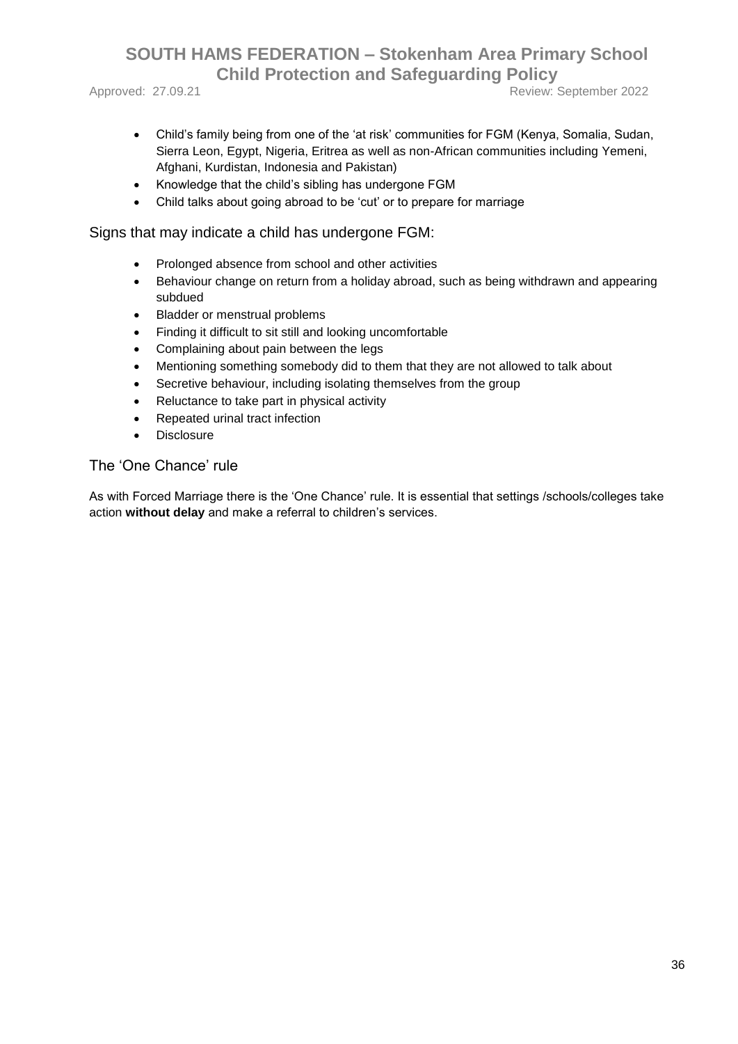- Child's family being from one of the 'at risk' communities for FGM (Kenya, Somalia, Sudan, Sierra Leon, Egypt, Nigeria, Eritrea as well as non-African communities including Yemeni, Afghani, Kurdistan, Indonesia and Pakistan)
- Knowledge that the child's sibling has undergone FGM
- Child talks about going abroad to be 'cut' or to prepare for marriage

## Signs that may indicate a child has undergone FGM:

- Prolonged absence from school and other activities
- Behaviour change on return from a holiday abroad, such as being withdrawn and appearing subdued
- Bladder or menstrual problems
- Finding it difficult to sit still and looking uncomfortable
- Complaining about pain between the legs
- Mentioning something somebody did to them that they are not allowed to talk about
- Secretive behaviour, including isolating themselves from the group
- Reluctance to take part in physical activity
- Repeated urinal tract infection
- Disclosure

## The 'One Chance' rule

As with Forced Marriage there is the 'One Chance' rule. It is essential that settings /schools/colleges take action **without delay** and make a referral to children's services.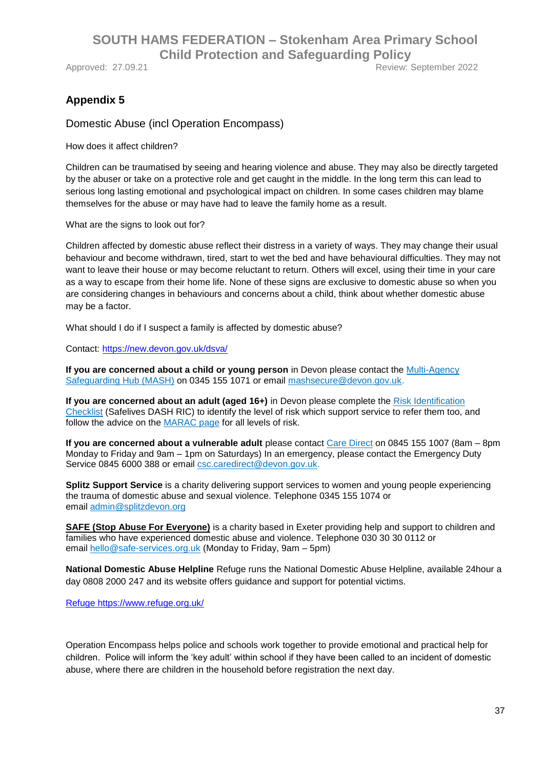## Appendix 5

Domestic Abuse (incl Operation Encompass)

How does it affect children?

Children can be traumatised by seeing and hearing violence and abuse. They may also be directly targeted by the abuser or take on a protective role and get caught in the middle. In the long term this can lead to serious long lasting emotional and psychological impact on children. In some cases children may blame themselves for the abuse or may have had to leave the family home as a result.

What are the signs to look out for?

Children affected by domestic abuse reflect their distress in a variety of ways. They may change their usual behaviour and become withdrawn, tired, start to wet the bed and have behavioural difficulties. They may not want to leave their house or may become reluctant to return. Others will excel, using their time in your care as a way to escape from their home life. None of these signs are exclusive to domestic abuse so when you are considering changes in behaviours and concerns about a child, think about whether domestic abuse may be a factor.

What should I do if I suspect a family is affected by domestic abuse?

Contact: https://new.devon.gov.uk/dsva/

**If you are concerned about a child or young person** in Devon please contact the Multi-Agency Safeguarding Hub (MASH) on 0345 155 1071 or email mashsecure@devon.gov.uk.

**If you are concerned about an adult (aged 16+)** in Devon please complete the Risk Identification Checklist (Safelives DASH RIC) to identify the level of risk which support service to refer them too, and follow the advice on the MARAC page for all levels of risk.

**If you are concerned about a vulnerable adult** please contact Care Direct on 0845 155 1007 (8am – 8pm Monday to Friday and 9am – 1pm on Saturdays) In an emergency, please contact the Emergency Duty Service 0845 6000 388 or email csc.caredirect@devon.gov.uk.

**Splitz Support Service** is a charity delivering support services to women and young people experiencing the trauma of domestic abuse and sexual violence. Telephone 0345 155 1074 or email admin@splitzdevon.org

**SAFE (Stop Abuse For Everyone)** is a charity based in Exeter providing help and support to children and families who have experienced domestic abuse and violence. Telephone 030 30 30 0112 or email hello@safe-services.org.uk (Monday to Friday, 9am – 5pm)

**National Domestic Abuse Helpline** Refuge runs the National Domestic Abuse Helpline, available 24hour a day 0808 2000 247 and its website offers guidance and support for potential victims.

Refuge https://www.refuge.org.uk/

Operation Encompass helps police and schools work together to provide emotional and practical help for children. Police will inform the 'key adult' within school if they have been called to an incident of domestic abuse, where there are children in the household before registration the next day.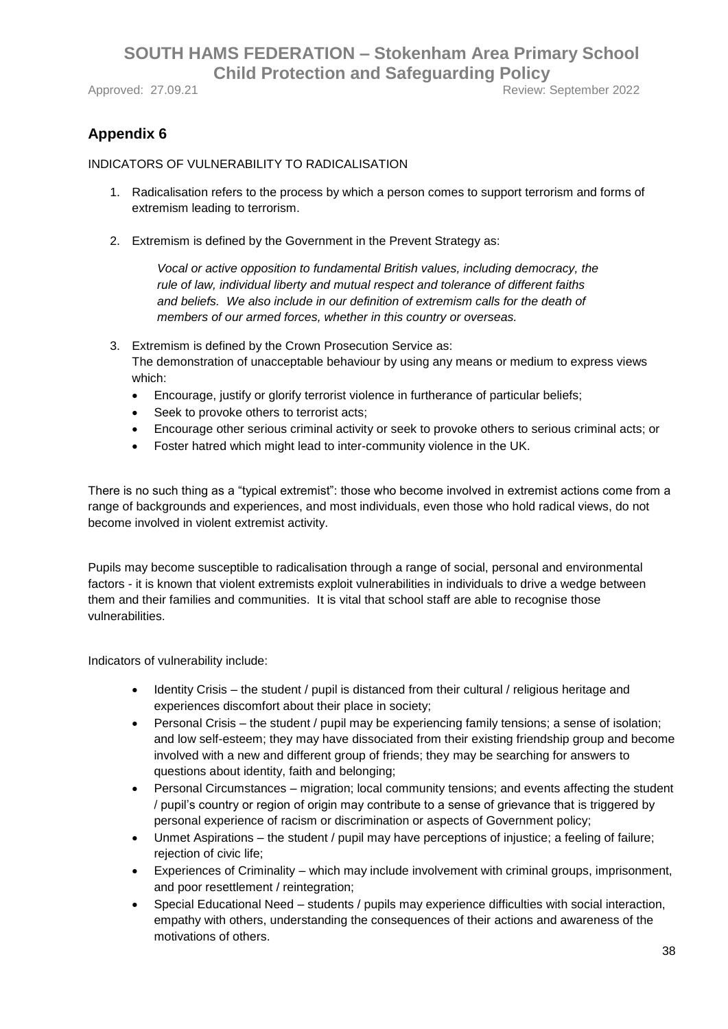## Appendix 6

INDICATORS OF VULNERABILITY TO RADICALISATION

1. Radicalisation refers to the process by which a person comes to support terrorism and forms of extremism leading to terrorism.

2. Extremism is defined by the Government in the Prevent Strategy as:

   *Vocal or active opposition to fundamental British values, including democracy, the rule of law, individual liberty and mutual respect and tolerance of different faiths and beliefs. We also include in our definition of extremism calls for the death of members of our armed forces, whether in this country or overseas.*

3. Extremism is defined by the Crown Prosecution Service as:
   The demonstration of unacceptable behaviour by using any means or medium to express views which:
   - Encourage, justify or glorify terrorist violence in furtherance of particular beliefs;
   - Seek to provoke others to terrorist acts;
   - Encourage other serious criminal activity or seek to provoke others to serious criminal acts; or
   - Foster hatred which might lead to inter-community violence in the UK.

There is no such thing as a "typical extremist": those who become involved in extremist actions come from a range of backgrounds and experiences, and most individuals, even those who hold radical views, do not become involved in violent extremist activity.

Pupils may become susceptible to radicalisation through a range of social, personal and environmental factors - it is known that violent extremists exploit vulnerabilities in individuals to drive a wedge between them and their families and communities. It is vital that school staff are able to recognise those vulnerabilities.

Indicators of vulnerability include:

- Identity Crisis – the student / pupil is distanced from their cultural / religious heritage and experiences discomfort about their place in society;
- Personal Crisis – the student / pupil may be experiencing family tensions; a sense of isolation; and low self-esteem; they may have dissociated from their existing friendship group and become involved with a new and different group of friends; they may be searching for answers to questions about identity, faith and belonging;
- Personal Circumstances – migration; local community tensions; and events affecting the student / pupil's country or region of origin may contribute to a sense of grievance that is triggered by personal experience of racism or discrimination or aspects of Government policy;
- Unmet Aspirations – the student / pupil may have perceptions of injustice; a feeling of failure; rejection of civic life;
- Experiences of Criminality – which may include involvement with criminal groups, imprisonment, and poor resettlement / reintegration;
- Special Educational Need – students / pupils may experience difficulties with social interaction, empathy with others, understanding the consequences of their actions and awareness of the motivations of others.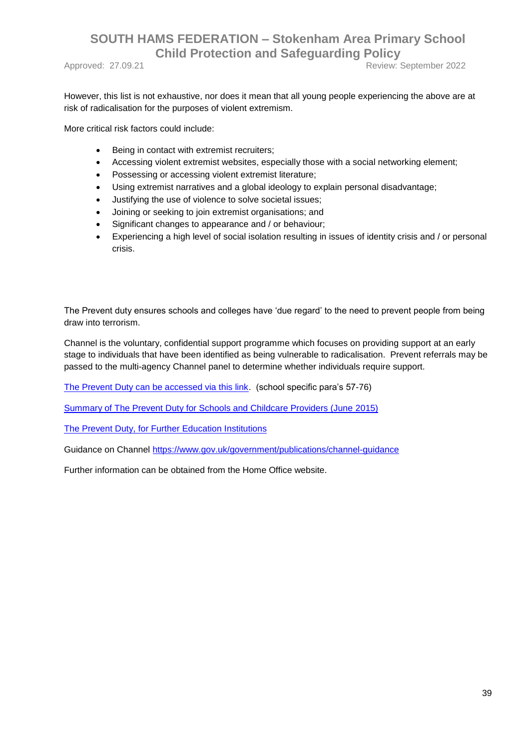However, this list is not exhaustive, nor does it mean that all young people experiencing the above are at risk of radicalisation for the purposes of violent extremism.

More critical risk factors could include:

- Being in contact with extremist recruiters;
- Accessing violent extremist websites, especially those with a social networking element;
- Possessing or accessing violent extremist literature;
- Using extremist narratives and a global ideology to explain personal disadvantage;
- Justifying the use of violence to solve societal issues;
- Joining or seeking to join extremist organisations; and
- Significant changes to appearance and / or behaviour;
- Experiencing a high level of social isolation resulting in issues of identity crisis and / or personal crisis.

The Prevent duty ensures schools and colleges have 'due regard' to the need to prevent people from being draw into terrorism.

Channel is the voluntary, confidential support programme which focuses on providing support at an early stage to individuals that have been identified as being vulnerable to radicalisation. Prevent referrals may be passed to the multi-agency Channel panel to determine whether individuals require support.

The Prevent Duty can be accessed via this link. (school specific para's 57-76)

Summary of The Prevent Duty for Schools and Childcare Providers (June 2015)

The Prevent Duty, for Further Education Institutions

Guidance on Channel https://www.gov.uk/government/publications/channel-guidance

Further information can be obtained from the Home Office website.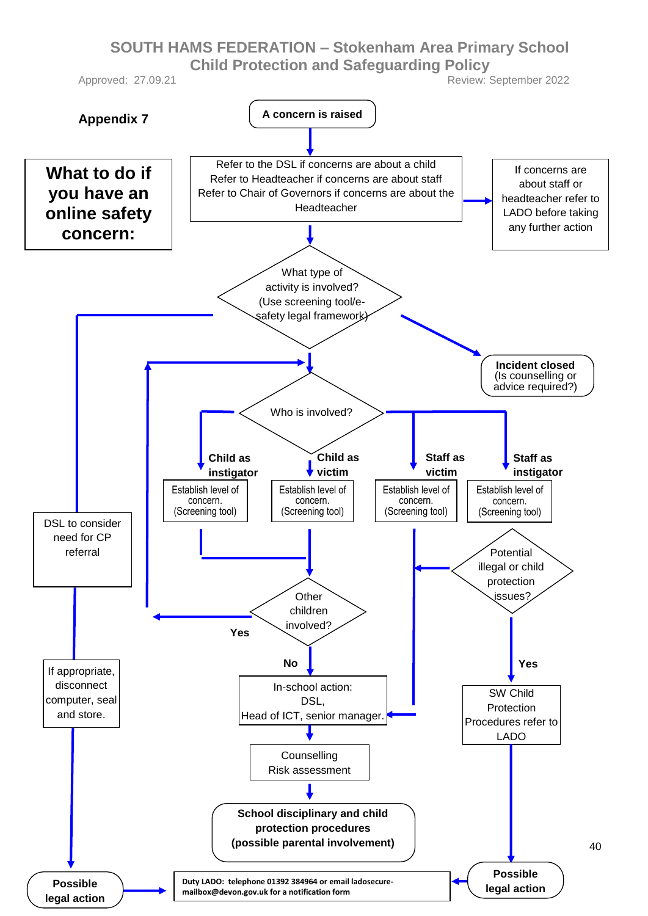## Appendix 7

# What to do if you have an online safety concern:

**A concern is raised**

↓

Refer to the DSL if concerns are about a child
Refer to Headteacher if concerns are about staff
Refer to Chair of Governors if concerns are about the Headteacher

→ If concerns are about staff or headteacher refer to LADO before taking any further action

↓

What type of activity is involved? (Use screening tool/e-safety legal framework)

→ **Incident closed** (Is counselling or advice required?)

→ DSL to consider need for CP referral → If appropriate, disconnect computer, seal and store. → **Possible legal action** → Duty LADO

↓

Who is involved?

- **Child as instigator** → Establish level of concern. (Screening tool)
- **Child as victim** → Establish level of concern. (Screening tool)
- **Staff as victim** → Establish level of concern. (Screening tool)
- **Staff as instigator** → Establish level of concern. (Screening tool)

Child as instigator / Child as victim → Other children involved?

- **Yes** → back to "Who is involved?"
- **No** → In-school action: DSL, Head of ICT, senior manager.

Staff as victim → In-school action: DSL, Head of ICT, senior manager.

Staff as instigator → Potential illegal or child protection issues?

- (No) → In-school action: DSL, Head of ICT, senior manager.
- **Yes** → SW Child Protection Procedures refer to LADO → **Possible legal action** → Duty LADO

In-school action: DSL, Head of ICT, senior manager. → Counselling Risk assessment → **School disciplinary and child protection procedures (possible parental involvement)**

**Duty LADO: telephone 01392 384964 or email ladosecure-mailbox@devon.gov.uk for a notification form**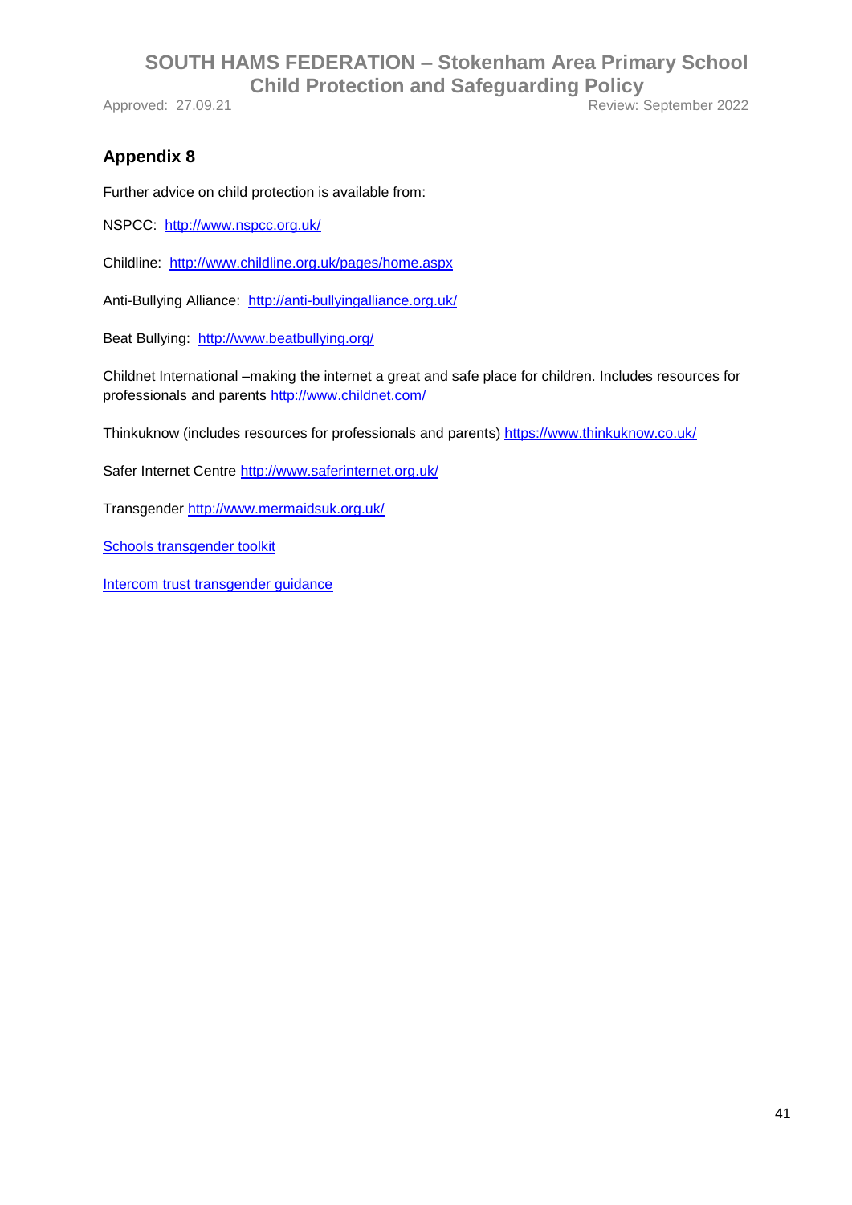## Appendix 8

Further advice on child protection is available from:

NSPCC: http://www.nspcc.org.uk/

Childline: http://www.childline.org.uk/pages/home.aspx

Anti-Bullying Alliance: http://anti-bullyingalliance.org.uk/

Beat Bullying: http://www.beatbullying.org/

Childnet International –making the internet a great and safe place for children. Includes resources for professionals and parents http://www.childnet.com/

Thinkuknow (includes resources for professionals and parents) https://www.thinkuknow.co.uk/

Safer Internet Centre http://www.saferinternet.org.uk/

Transgender http://www.mermaidsuk.org.uk/

Schools transgender toolkit

Intercom trust transgender guidance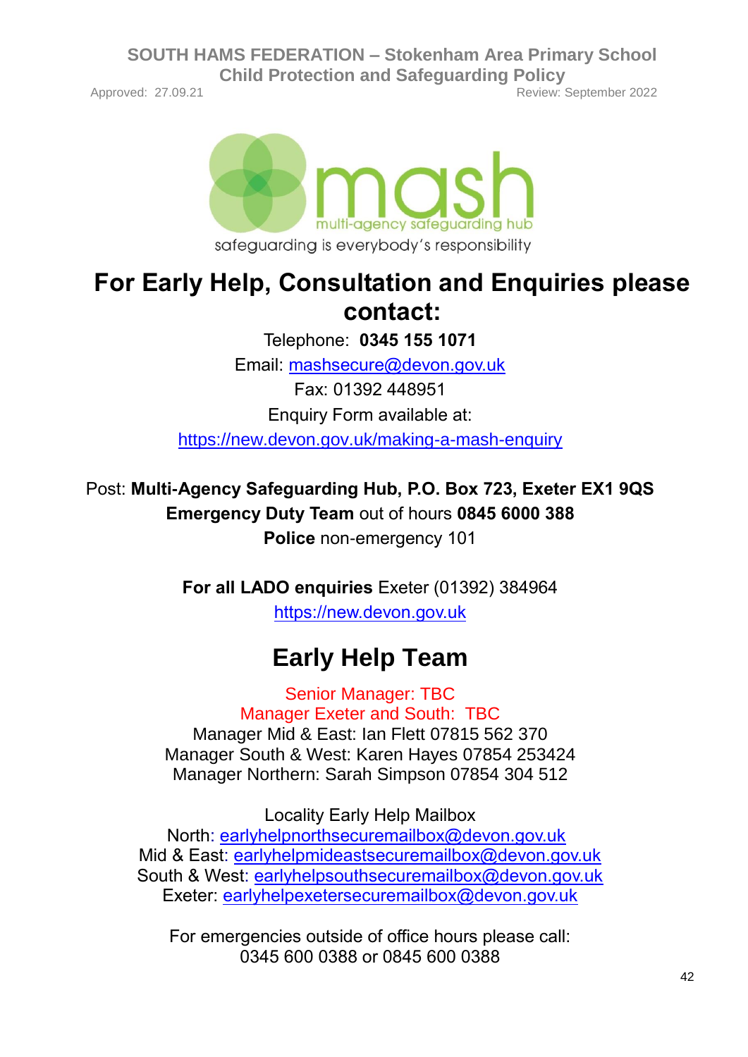multi-agency safeguarding hub

safeguarding is everybody's responsibility

# For Early Help, Consultation and Enquiries please contact:

Telephone: **0345 155 1071**

Email: mashsecure@devon.gov.uk

Fax: 01392 448951

Enquiry Form available at:

https://new.devon.gov.uk/making-a-mash-enquiry

Post: **Multi-Agency Safeguarding Hub, P.O. Box 723, Exeter EX1 9QS**

**Emergency Duty Team** out of hours **0845 6000 388**

**Police** non-emergency 101

**For all LADO enquiries** Exeter (01392) 384964

https://new.devon.gov.uk

# Early Help Team

Senior Manager: TBC

Manager Exeter and South: TBC

Manager Mid & East: Ian Flett 07815 562 370

Manager South & West: Karen Hayes 07854 253424

Manager Northern: Sarah Simpson 07854 304 512

Locality Early Help Mailbox

North: earlyhelpnorthsecuremailbox@devon.gov.uk

Mid & East: earlyhelpmideastsecuremailbox@devon.gov.uk

South & West: earlyhelpsouthsecuremailbox@devon.gov.uk

Exeter: earlyhelpexetersecuremailbox@devon.gov.uk

For emergencies outside of office hours please call:

0345 600 0388 or 0845 600 0388